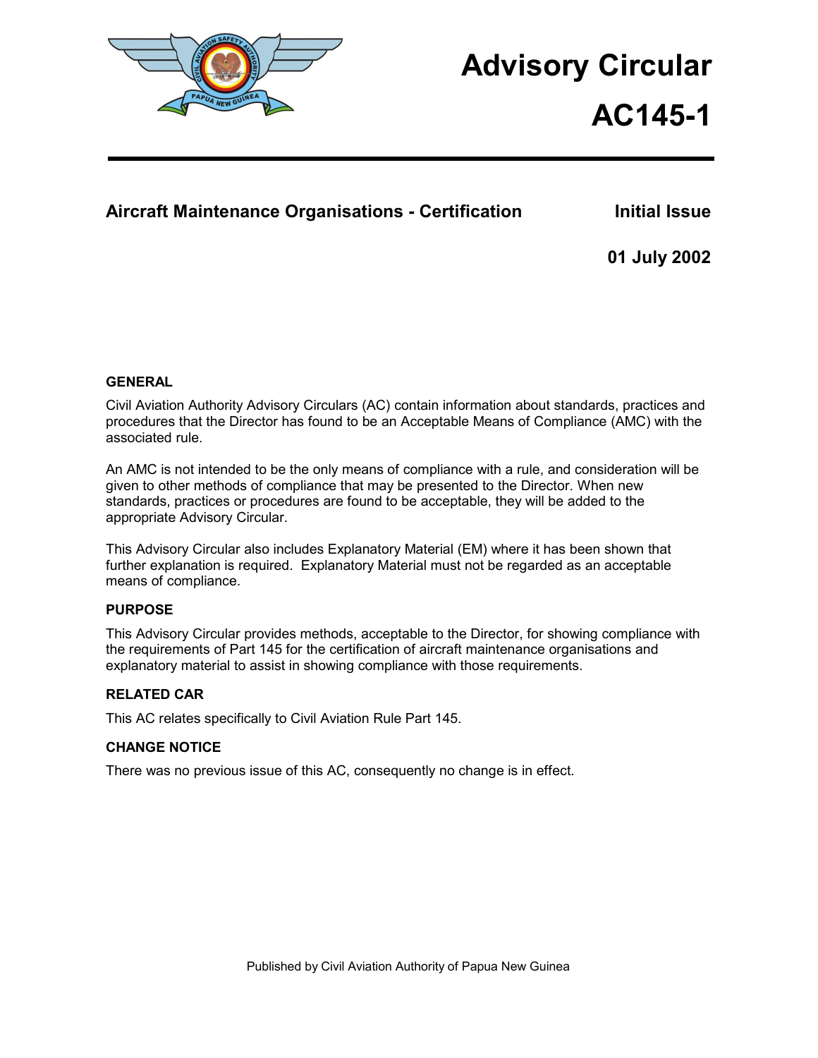# Advisory Circular

# AC145-1

## Aircraft Maintenance Organisations - Certification

**Initial Issue**

**01 July 2002**

### GENERAL

Civil Aviation Authority Advisory Circulars (AC) contain information about standards, practices and procedures that the Director has found to be an Acceptable Means of Compliance (AMC) with the associated rule.

An AMC is not intended to be the only means of compliance with a rule, and consideration will be given to other methods of compliance that may be presented to the Director. When new standards, practices or procedures are found to be acceptable, they will be added to the appropriate Advisory Circular.

This Advisory Circular also includes Explanatory Material (EM) where it has been shown that further explanation is required. Explanatory Material must not be regarded as an acceptable means of compliance.

### PURPOSE

This Advisory Circular provides methods, acceptable to the Director, for showing compliance with the requirements of Part 145 for the certification of aircraft maintenance organisations and explanatory material to assist in showing compliance with those requirements.

### RELATED CAR

This AC relates specifically to Civil Aviation Rule Part 145.

### CHANGE NOTICE

There was no previous issue of this AC, consequently no change is in effect.

Published by Civil Aviation Authority of Papua New Guinea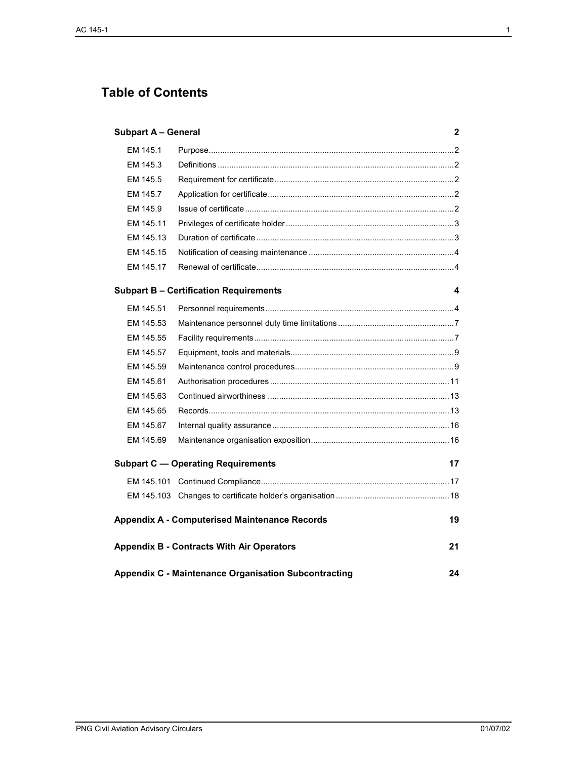# Table of Contents

**Subpart A – General** **2**

| | | |
|---|---|---|
| EM 145.1 | Purpose | 2 |
| EM 145.3 | Definitions | 2 |
| EM 145.5 | Requirement for certificate | 2 |
| EM 145.7 | Application for certificate | 2 |
| EM 145.9 | Issue of certificate | 2 |
| EM 145.11 | Privileges of certificate holder | 3 |
| EM 145.13 | Duration of certificate | 3 |
| EM 145.15 | Notification of ceasing maintenance | 4 |
| EM 145.17 | Renewal of certificate | 4 |

**Subpart B – Certification Requirements** **4**

| | | |
|---|---|---|
| EM 145.51 | Personnel requirements | 4 |
| EM 145.53 | Maintenance personnel duty time limitations | 7 |
| EM 145.55 | Facility requirements | 7 |
| EM 145.57 | Equipment, tools and materials | 9 |
| EM 145.59 | Maintenance control procedures | 9 |
| EM 145.61 | Authorisation procedures | 11 |
| EM 145.63 | Continued airworthiness | 13 |
| EM 145.65 | Records | 13 |
| EM 145.67 | Internal quality assurance | 16 |
| EM 145.69 | Maintenance organisation exposition | 16 |

**Subpart C — Operating Requirements** **17**

| | | |
|---|---|---|
| EM 145.101 | Continued Compliance | 17 |
| EM 145.103 | Changes to certificate holder's organisation | 18 |

**Appendix A - Computerised Maintenance Records** **19**

**Appendix B - Contracts With Air Operators** **21**

**Appendix C - Maintenance Organisation Subcontracting** **24**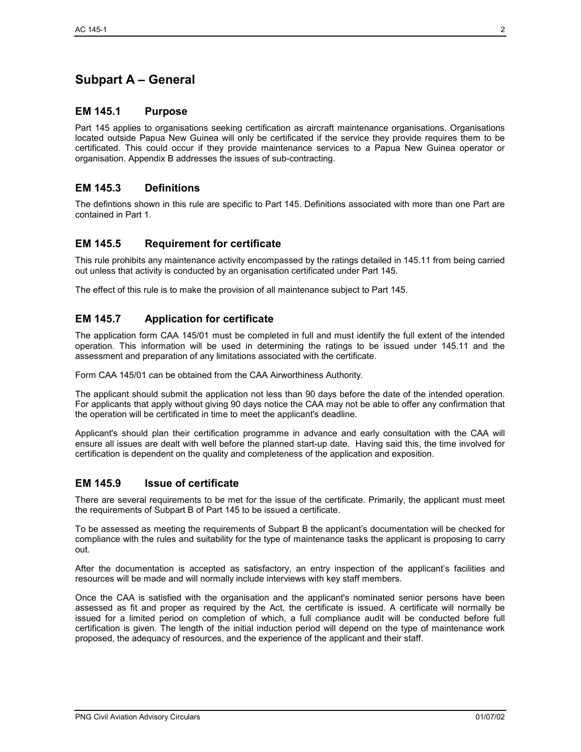# Subpart A – General

## EM 145.1 Purpose

Part 145 applies to organisations seeking certification as aircraft maintenance organisations. Organisations located outside Papua New Guinea will only be certificated if the service they provide requires them to be certificated. This could occur if they provide maintenance services to a Papua New Guinea operator or organisation. Appendix B addresses the issues of sub-contracting.

## EM 145.3 Definitions

The defintions shown in this rule are specific to Part 145. Definitions associated with more than one Part are contained in Part 1.

## EM 145.5 Requirement for certificate

This rule prohibits any maintenance activity encompassed by the ratings detailed in 145.11 from being carried out unless that activity is conducted by an organisation certificated under Part 145.

The effect of this rule is to make the provision of all maintenance subject to Part 145.

## EM 145.7 Application for certificate

The application form CAA 145/01 must be completed in full and must identify the full extent of the intended operation. This information will be used in determining the ratings to be issued under 145.11 and the assessment and preparation of any limitations associated with the certificate.

Form CAA 145/01 can be obtained from the CAA Airworthiness Authority.

The applicant should submit the application not less than 90 days before the date of the intended operation. For applicants that apply without giving 90 days notice the CAA may not be able to offer any confirmation that the operation will be certificated in time to meet the applicant's deadline.

Applicant's should plan their certification programme in advance and early consultation with the CAA will ensure all issues are dealt with well before the planned start-up date. Having said this, the time involved for certification is dependent on the quality and completeness of the application and exposition.

## EM 145.9 Issue of certificate

There are several requirements to be met for the issue of the certificate. Primarily, the applicant must meet the requirements of Subpart B of Part 145 to be issued a certificate.

To be assessed as meeting the requirements of Subpart B the applicant's documentation will be checked for compliance with the rules and suitability for the type of maintenance tasks the applicant is proposing to carry out.

After the documentation is accepted as satisfactory, an entry inspection of the applicant's facilities and resources will be made and will normally include interviews with key staff members.

Once the CAA is satisfied with the organisation and the applicant's nominated senior persons have been assessed as fit and proper as required by the Act, the certificate is issued. A certificate will normally be issued for a limited period on completion of which, a full compliance audit will be conducted before full certification is given. The length of the initial induction period will depend on the type of maintenance work proposed, the adequacy of resources, and the experience of the applicant and their staff.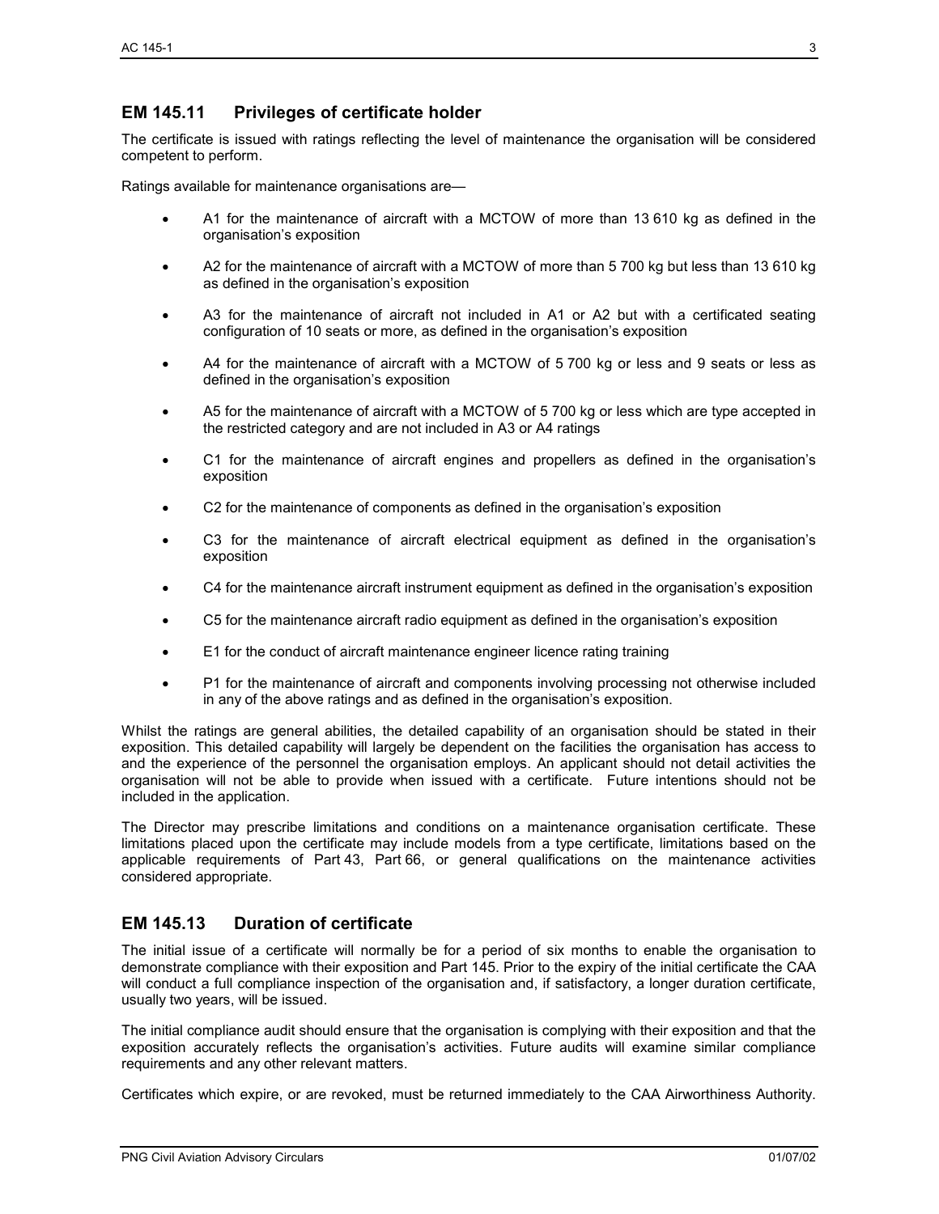## EM 145.11 Privileges of certificate holder

The certificate is issued with ratings reflecting the level of maintenance the organisation will be considered competent to perform.

Ratings available for maintenance organisations are—

- A1 for the maintenance of aircraft with a MCTOW of more than 13 610 kg as defined in the organisation's exposition
- A2 for the maintenance of aircraft with a MCTOW of more than 5 700 kg but less than 13 610 kg as defined in the organisation's exposition
- A3 for the maintenance of aircraft not included in A1 or A2 but with a certificated seating configuration of 10 seats or more, as defined in the organisation's exposition
- A4 for the maintenance of aircraft with a MCTOW of 5 700 kg or less and 9 seats or less as defined in the organisation's exposition
- A5 for the maintenance of aircraft with a MCTOW of 5 700 kg or less which are type accepted in the restricted category and are not included in A3 or A4 ratings
- C1 for the maintenance of aircraft engines and propellers as defined in the organisation's exposition
- C2 for the maintenance of components as defined in the organisation's exposition
- C3 for the maintenance of aircraft electrical equipment as defined in the organisation's exposition
- C4 for the maintenance aircraft instrument equipment as defined in the organisation's exposition
- C5 for the maintenance aircraft radio equipment as defined in the organisation's exposition
- E1 for the conduct of aircraft maintenance engineer licence rating training
- P1 for the maintenance of aircraft and components involving processing not otherwise included in any of the above ratings and as defined in the organisation's exposition.

Whilst the ratings are general abilities, the detailed capability of an organisation should be stated in their exposition. This detailed capability will largely be dependent on the facilities the organisation has access to and the experience of the personnel the organisation employs. An applicant should not detail activities the organisation will not be able to provide when issued with a certificate. Future intentions should not be included in the application.

The Director may prescribe limitations and conditions on a maintenance organisation certificate. These limitations placed upon the certificate may include models from a type certificate, limitations based on the applicable requirements of Part 43, Part 66, or general qualifications on the maintenance activities considered appropriate.

## EM 145.13 Duration of certificate

The initial issue of a certificate will normally be for a period of six months to enable the organisation to demonstrate compliance with their exposition and Part 145. Prior to the expiry of the initial certificate the CAA will conduct a full compliance inspection of the organisation and, if satisfactory, a longer duration certificate, usually two years, will be issued.

The initial compliance audit should ensure that the organisation is complying with their exposition and that the exposition accurately reflects the organisation's activities. Future audits will examine similar compliance requirements and any other relevant matters.

Certificates which expire, or are revoked, must be returned immediately to the CAA Airworthiness Authority.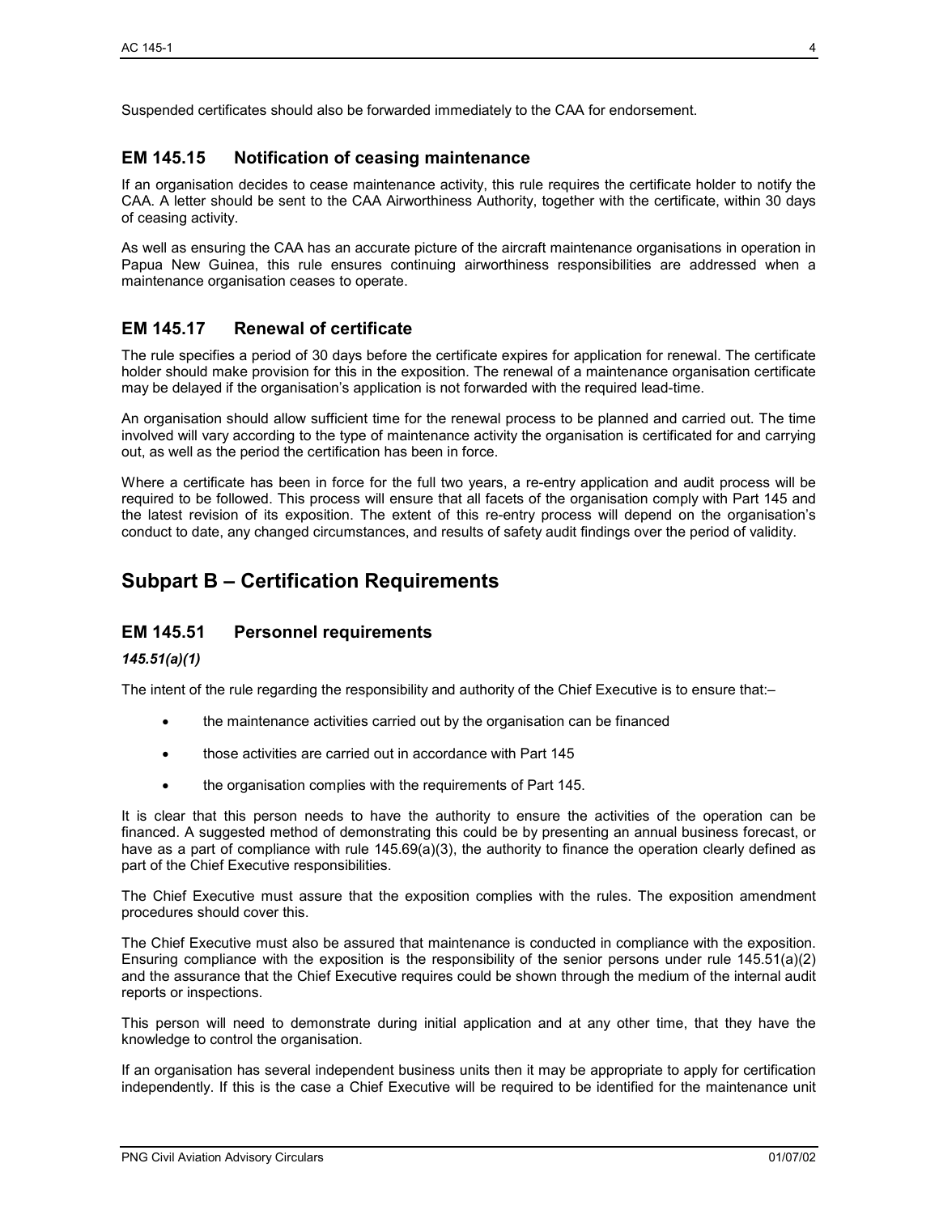Suspended certificates should also be forwarded immediately to the CAA for endorsement.

## EM 145.15 Notification of ceasing maintenance

If an organisation decides to cease maintenance activity, this rule requires the certificate holder to notify the CAA. A letter should be sent to the CAA Airworthiness Authority, together with the certificate, within 30 days of ceasing activity.

As well as ensuring the CAA has an accurate picture of the aircraft maintenance organisations in operation in Papua New Guinea, this rule ensures continuing airworthiness responsibilities are addressed when a maintenance organisation ceases to operate.

## EM 145.17 Renewal of certificate

The rule specifies a period of 30 days before the certificate expires for application for renewal. The certificate holder should make provision for this in the exposition. The renewal of a maintenance organisation certificate may be delayed if the organisation's application is not forwarded with the required lead-time.

An organisation should allow sufficient time for the renewal process to be planned and carried out. The time involved will vary according to the type of maintenance activity the organisation is certificated for and carrying out, as well as the period the certification has been in force.

Where a certificate has been in force for the full two years, a re-entry application and audit process will be required to be followed. This process will ensure that all facets of the organisation comply with Part 145 and the latest revision of its exposition. The extent of this re-entry process will depend on the organisation's conduct to date, any changed circumstances, and results of safety audit findings over the period of validity.

# Subpart B – Certification Requirements

## EM 145.51 Personnel requirements

### *145.51(a)(1)*

The intent of the rule regarding the responsibility and authority of the Chief Executive is to ensure that:–

- the maintenance activities carried out by the organisation can be financed
- those activities are carried out in accordance with Part 145
- the organisation complies with the requirements of Part 145.

It is clear that this person needs to have the authority to ensure the activities of the operation can be financed. A suggested method of demonstrating this could be by presenting an annual business forecast, or have as a part of compliance with rule 145.69(a)(3), the authority to finance the operation clearly defined as part of the Chief Executive responsibilities.

The Chief Executive must assure that the exposition complies with the rules. The exposition amendment procedures should cover this.

The Chief Executive must also be assured that maintenance is conducted in compliance with the exposition. Ensuring compliance with the exposition is the responsibility of the senior persons under rule 145.51(a)(2) and the assurance that the Chief Executive requires could be shown through the medium of the internal audit reports or inspections.

This person will need to demonstrate during initial application and at any other time, that they have the knowledge to control the organisation.

If an organisation has several independent business units then it may be appropriate to apply for certification independently. If this is the case a Chief Executive will be required to be identified for the maintenance unit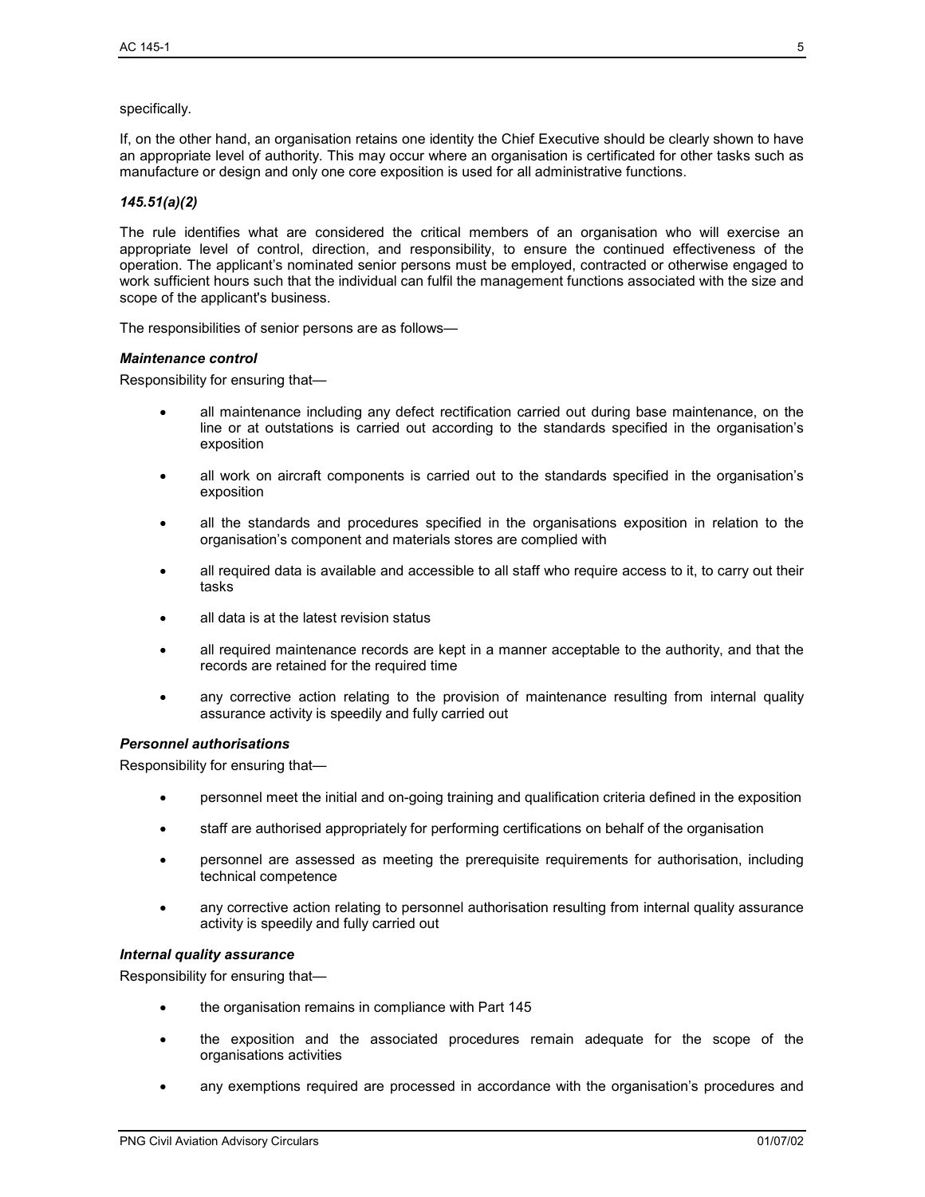specifically.

If, on the other hand, an organisation retains one identity the Chief Executive should be clearly shown to have an appropriate level of authority. This may occur where an organisation is certificated for other tasks such as manufacture or design and only one core exposition is used for all administrative functions.

***145.51(a)(2)***

The rule identifies what are considered the critical members of an organisation who will exercise an appropriate level of control, direction, and responsibility, to ensure the continued effectiveness of the operation. The applicant's nominated senior persons must be employed, contracted or otherwise engaged to work sufficient hours such that the individual can fulfil the management functions associated with the size and scope of the applicant's business.

The responsibilities of senior persons are as follows—

***Maintenance control***

Responsibility for ensuring that—

- all maintenance including any defect rectification carried out during base maintenance, on the line or at outstations is carried out according to the standards specified in the organisation's exposition
- all work on aircraft components is carried out to the standards specified in the organisation's exposition
- all the standards and procedures specified in the organisations exposition in relation to the organisation's component and materials stores are complied with
- all required data is available and accessible to all staff who require access to it, to carry out their tasks
- all data is at the latest revision status
- all required maintenance records are kept in a manner acceptable to the authority, and that the records are retained for the required time
- any corrective action relating to the provision of maintenance resulting from internal quality assurance activity is speedily and fully carried out

***Personnel authorisations***

Responsibility for ensuring that—

- personnel meet the initial and on-going training and qualification criteria defined in the exposition
- staff are authorised appropriately for performing certifications on behalf of the organisation
- personnel are assessed as meeting the prerequisite requirements for authorisation, including technical competence
- any corrective action relating to personnel authorisation resulting from internal quality assurance activity is speedily and fully carried out

***Internal quality assurance***

Responsibility for ensuring that—

- the organisation remains in compliance with Part 145
- the exposition and the associated procedures remain adequate for the scope of the organisations activities
- any exemptions required are processed in accordance with the organisation's procedures and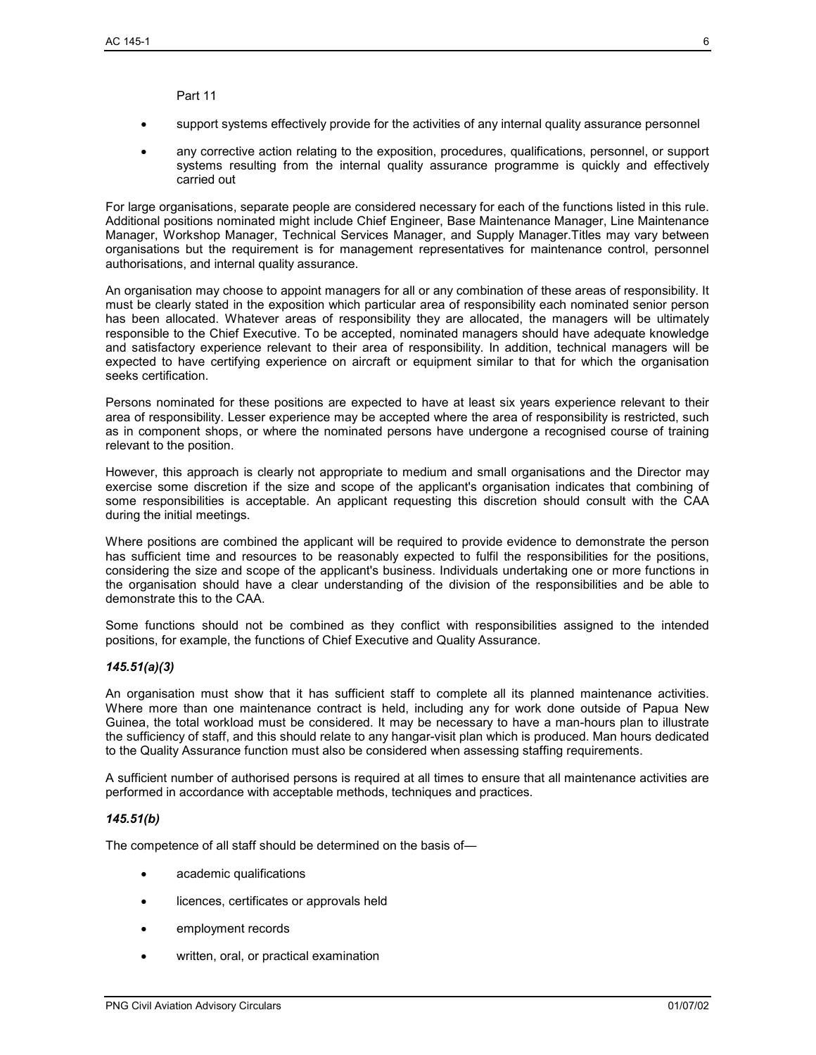Part 11

- support systems effectively provide for the activities of any internal quality assurance personnel
- any corrective action relating to the exposition, procedures, qualifications, personnel, or support systems resulting from the internal quality assurance programme is quickly and effectively carried out

For large organisations, separate people are considered necessary for each of the functions listed in this rule. Additional positions nominated might include Chief Engineer, Base Maintenance Manager, Line Maintenance Manager, Workshop Manager, Technical Services Manager, and Supply Manager.Titles may vary between organisations but the requirement is for management representatives for maintenance control, personnel authorisations, and internal quality assurance.

An organisation may choose to appoint managers for all or any combination of these areas of responsibility. It must be clearly stated in the exposition which particular area of responsibility each nominated senior person has been allocated. Whatever areas of responsibility they are allocated, the managers will be ultimately responsible to the Chief Executive. To be accepted, nominated managers should have adequate knowledge and satisfactory experience relevant to their area of responsibility. In addition, technical managers will be expected to have certifying experience on aircraft or equipment similar to that for which the organisation seeks certification.

Persons nominated for these positions are expected to have at least six years experience relevant to their area of responsibility. Lesser experience may be accepted where the area of responsibility is restricted, such as in component shops, or where the nominated persons have undergone a recognised course of training relevant to the position.

However, this approach is clearly not appropriate to medium and small organisations and the Director may exercise some discretion if the size and scope of the applicant's organisation indicates that combining of some responsibilities is acceptable. An applicant requesting this discretion should consult with the CAA during the initial meetings.

Where positions are combined the applicant will be required to provide evidence to demonstrate the person has sufficient time and resources to be reasonably expected to fulfil the responsibilities for the positions, considering the size and scope of the applicant's business. Individuals undertaking one or more functions in the organisation should have a clear understanding of the division of the responsibilities and be able to demonstrate this to the CAA.

Some functions should not be combined as they conflict with responsibilities assigned to the intended positions, for example, the functions of Chief Executive and Quality Assurance.

### *145.51(a)(3)*

An organisation must show that it has sufficient staff to complete all its planned maintenance activities. Where more than one maintenance contract is held, including any for work done outside of Papua New Guinea, the total workload must be considered. It may be necessary to have a man-hours plan to illustrate the sufficiency of staff, and this should relate to any hangar-visit plan which is produced. Man hours dedicated to the Quality Assurance function must also be considered when assessing staffing requirements.

A sufficient number of authorised persons is required at all times to ensure that all maintenance activities are performed in accordance with acceptable methods, techniques and practices.

### *145.51(b)*

The competence of all staff should be determined on the basis of—

- academic qualifications
- licences, certificates or approvals held
- employment records
- written, oral, or practical examination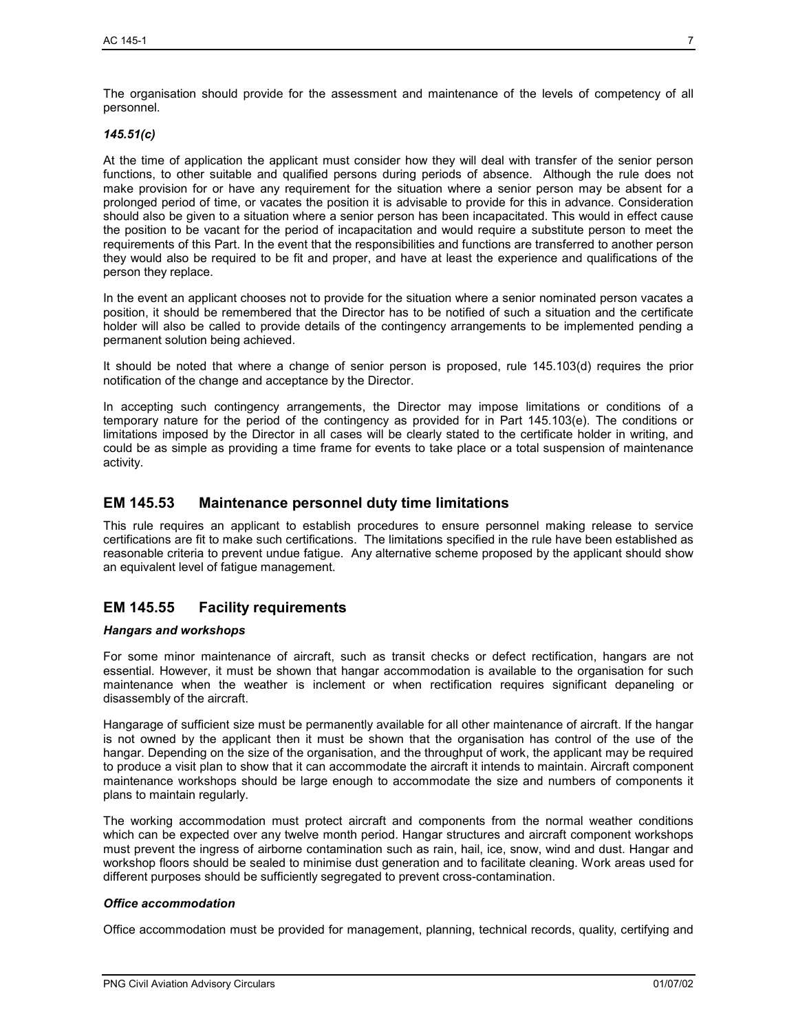The organisation should provide for the assessment and maintenance of the levels of competency of all personnel.

### *145.51(c)*

At the time of application the applicant must consider how they will deal with transfer of the senior person functions, to other suitable and qualified persons during periods of absence. Although the rule does not make provision for or have any requirement for the situation where a senior person may be absent for a prolonged period of time, or vacates the position it is advisable to provide for this in advance. Consideration should also be given to a situation where a senior person has been incapacitated. This would in effect cause the position to be vacant for the period of incapacitation and would require a substitute person to meet the requirements of this Part. In the event that the responsibilities and functions are transferred to another person they would also be required to be fit and proper, and have at least the experience and qualifications of the person they replace.

In the event an applicant chooses not to provide for the situation where a senior nominated person vacates a position, it should be remembered that the Director has to be notified of such a situation and the certificate holder will also be called to provide details of the contingency arrangements to be implemented pending a permanent solution being achieved.

It should be noted that where a change of senior person is proposed, rule 145.103(d) requires the prior notification of the change and acceptance by the Director.

In accepting such contingency arrangements, the Director may impose limitations or conditions of a temporary nature for the period of the contingency as provided for in Part 145.103(e). The conditions or limitations imposed by the Director in all cases will be clearly stated to the certificate holder in writing, and could be as simple as providing a time frame for events to take place or a total suspension of maintenance activity.

## EM 145.53 Maintenance personnel duty time limitations

This rule requires an applicant to establish procedures to ensure personnel making release to service certifications are fit to make such certifications. The limitations specified in the rule have been established as reasonable criteria to prevent undue fatigue. Any alternative scheme proposed by the applicant should show an equivalent level of fatigue management.

## EM 145.55 Facility requirements

### *Hangars and workshops*

For some minor maintenance of aircraft, such as transit checks or defect rectification, hangars are not essential. However, it must be shown that hangar accommodation is available to the organisation for such maintenance when the weather is inclement or when rectification requires significant depaneling or disassembly of the aircraft.

Hangarage of sufficient size must be permanently available for all other maintenance of aircraft. If the hangar is not owned by the applicant then it must be shown that the organisation has control of the use of the hangar. Depending on the size of the organisation, and the throughput of work, the applicant may be required to produce a visit plan to show that it can accommodate the aircraft it intends to maintain. Aircraft component maintenance workshops should be large enough to accommodate the size and numbers of components it plans to maintain regularly.

The working accommodation must protect aircraft and components from the normal weather conditions which can be expected over any twelve month period. Hangar structures and aircraft component workshops must prevent the ingress of airborne contamination such as rain, hail, ice, snow, wind and dust. Hangar and workshop floors should be sealed to minimise dust generation and to facilitate cleaning. Work areas used for different purposes should be sufficiently segregated to prevent cross-contamination.

### *Office accommodation*

Office accommodation must be provided for management, planning, technical records, quality, certifying and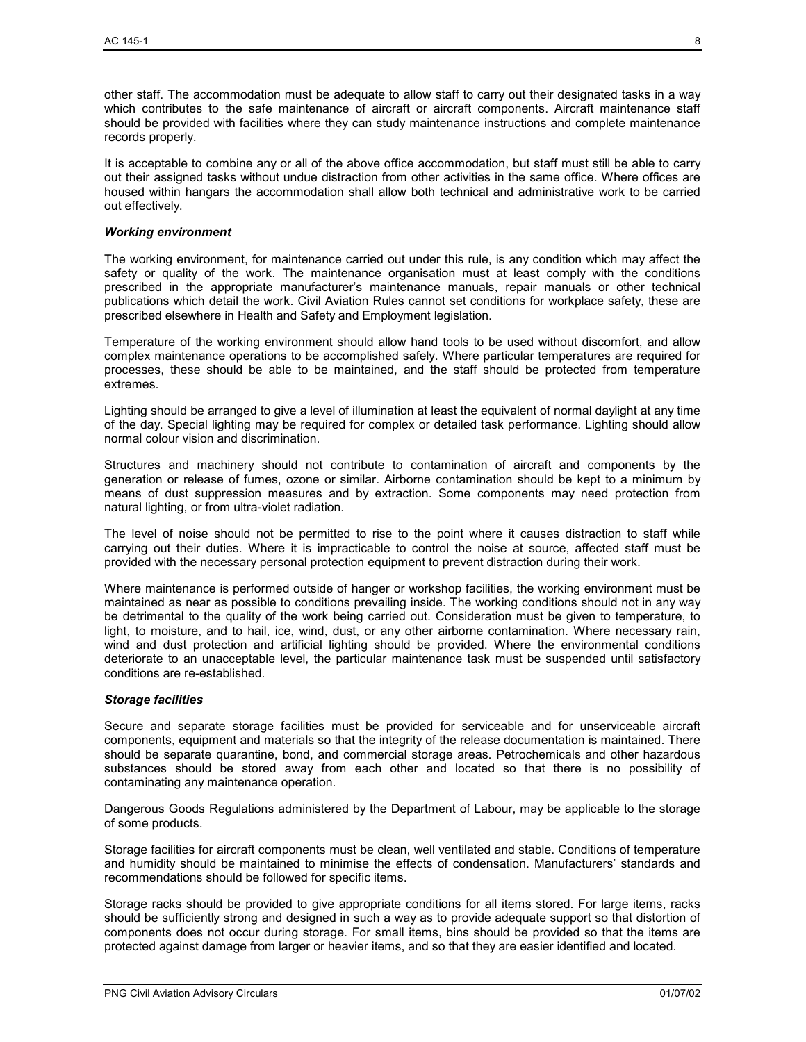other staff. The accommodation must be adequate to allow staff to carry out their designated tasks in a way which contributes to the safe maintenance of aircraft or aircraft components. Aircraft maintenance staff should be provided with facilities where they can study maintenance instructions and complete maintenance records properly.

It is acceptable to combine any or all of the above office accommodation, but staff must still be able to carry out their assigned tasks without undue distraction from other activities in the same office. Where offices are housed within hangars the accommodation shall allow both technical and administrative work to be carried out effectively.

***Working environment***

The working environment, for maintenance carried out under this rule, is any condition which may affect the safety or quality of the work. The maintenance organisation must at least comply with the conditions prescribed in the appropriate manufacturer's maintenance manuals, repair manuals or other technical publications which detail the work. Civil Aviation Rules cannot set conditions for workplace safety, these are prescribed elsewhere in Health and Safety and Employment legislation.

Temperature of the working environment should allow hand tools to be used without discomfort, and allow complex maintenance operations to be accomplished safely. Where particular temperatures are required for processes, these should be able to be maintained, and the staff should be protected from temperature extremes.

Lighting should be arranged to give a level of illumination at least the equivalent of normal daylight at any time of the day. Special lighting may be required for complex or detailed task performance. Lighting should allow normal colour vision and discrimination.

Structures and machinery should not contribute to contamination of aircraft and components by the generation or release of fumes, ozone or similar. Airborne contamination should be kept to a minimum by means of dust suppression measures and by extraction. Some components may need protection from natural lighting, or from ultra-violet radiation.

The level of noise should not be permitted to rise to the point where it causes distraction to staff while carrying out their duties. Where it is impracticable to control the noise at source, affected staff must be provided with the necessary personal protection equipment to prevent distraction during their work.

Where maintenance is performed outside of hanger or workshop facilities, the working environment must be maintained as near as possible to conditions prevailing inside. The working conditions should not in any way be detrimental to the quality of the work being carried out. Consideration must be given to temperature, to light, to moisture, and to hail, ice, wind, dust, or any other airborne contamination. Where necessary rain, wind and dust protection and artificial lighting should be provided. Where the environmental conditions deteriorate to an unacceptable level, the particular maintenance task must be suspended until satisfactory conditions are re-established.

***Storage facilities***

Secure and separate storage facilities must be provided for serviceable and for unserviceable aircraft components, equipment and materials so that the integrity of the release documentation is maintained. There should be separate quarantine, bond, and commercial storage areas. Petrochemicals and other hazardous substances should be stored away from each other and located so that there is no possibility of contaminating any maintenance operation.

Dangerous Goods Regulations administered by the Department of Labour, may be applicable to the storage of some products.

Storage facilities for aircraft components must be clean, well ventilated and stable. Conditions of temperature and humidity should be maintained to minimise the effects of condensation. Manufacturers' standards and recommendations should be followed for specific items.

Storage racks should be provided to give appropriate conditions for all items stored. For large items, racks should be sufficiently strong and designed in such a way as to provide adequate support so that distortion of components does not occur during storage. For small items, bins should be provided so that the items are protected against damage from larger or heavier items, and so that they are easier identified and located.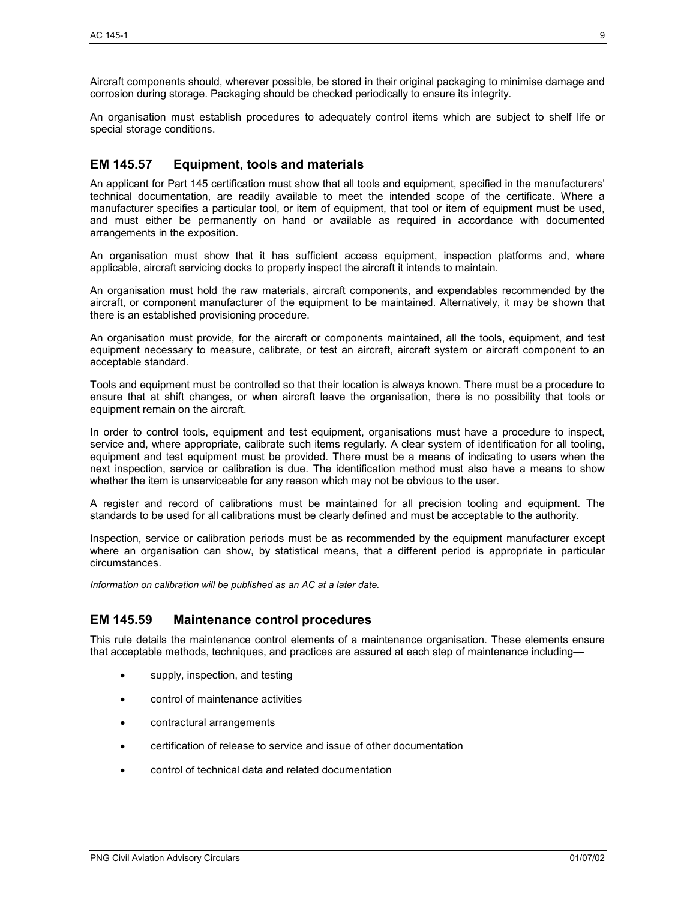Aircraft components should, wherever possible, be stored in their original packaging to minimise damage and corrosion during storage. Packaging should be checked periodically to ensure its integrity.

An organisation must establish procedures to adequately control items which are subject to shelf life or special storage conditions.

## EM 145.57 Equipment, tools and materials

An applicant for Part 145 certification must show that all tools and equipment, specified in the manufacturers' technical documentation, are readily available to meet the intended scope of the certificate. Where a manufacturer specifies a particular tool, or item of equipment, that tool or item of equipment must be used, and must either be permanently on hand or available as required in accordance with documented arrangements in the exposition.

An organisation must show that it has sufficient access equipment, inspection platforms and, where applicable, aircraft servicing docks to properly inspect the aircraft it intends to maintain.

An organisation must hold the raw materials, aircraft components, and expendables recommended by the aircraft, or component manufacturer of the equipment to be maintained. Alternatively, it may be shown that there is an established provisioning procedure.

An organisation must provide, for the aircraft or components maintained, all the tools, equipment, and test equipment necessary to measure, calibrate, or test an aircraft, aircraft system or aircraft component to an acceptable standard.

Tools and equipment must be controlled so that their location is always known. There must be a procedure to ensure that at shift changes, or when aircraft leave the organisation, there is no possibility that tools or equipment remain on the aircraft.

In order to control tools, equipment and test equipment, organisations must have a procedure to inspect, service and, where appropriate, calibrate such items regularly. A clear system of identification for all tooling, equipment and test equipment must be provided. There must be a means of indicating to users when the next inspection, service or calibration is due. The identification method must also have a means to show whether the item is unserviceable for any reason which may not be obvious to the user.

A register and record of calibrations must be maintained for all precision tooling and equipment. The standards to be used for all calibrations must be clearly defined and must be acceptable to the authority.

Inspection, service or calibration periods must be as recommended by the equipment manufacturer except where an organisation can show, by statistical means, that a different period is appropriate in particular circumstances.

*Information on calibration will be published as an AC at a later date.*

## EM 145.59 Maintenance control procedures

This rule details the maintenance control elements of a maintenance organisation. These elements ensure that acceptable methods, techniques, and practices are assured at each step of maintenance including—

- supply, inspection, and testing
- control of maintenance activities
- contractural arrangements
- certification of release to service and issue of other documentation
- control of technical data and related documentation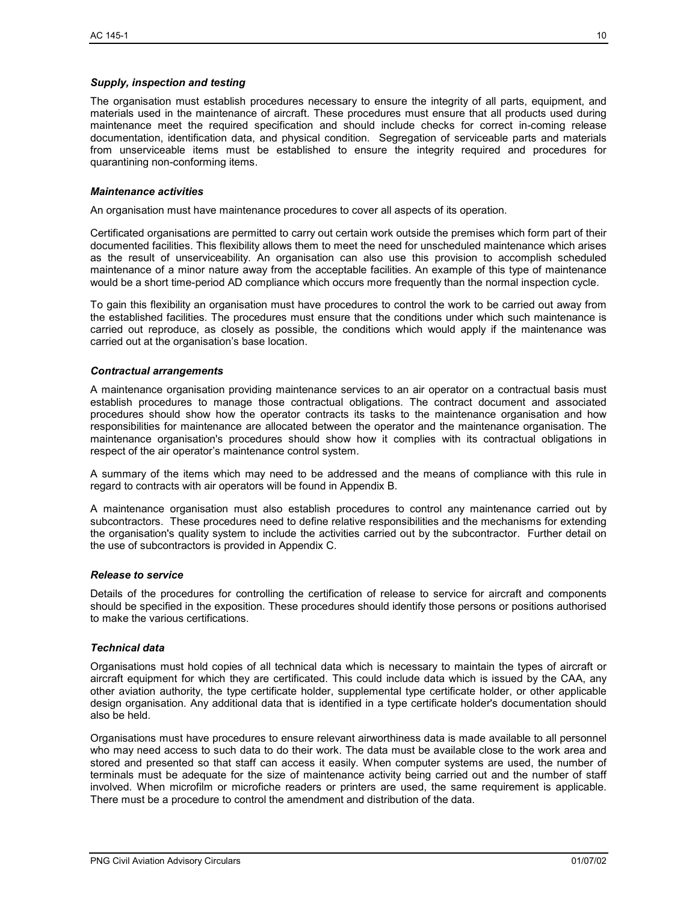### *Supply, inspection and testing*

The organisation must establish procedures necessary to ensure the integrity of all parts, equipment, and materials used in the maintenance of aircraft. These procedures must ensure that all products used during maintenance meet the required specification and should include checks for correct in-coming release documentation, identification data, and physical condition. Segregation of serviceable parts and materials from unserviceable items must be established to ensure the integrity required and procedures for quarantining non-conforming items.

### *Maintenance activities*

An organisation must have maintenance procedures to cover all aspects of its operation.

Certificated organisations are permitted to carry out certain work outside the premises which form part of their documented facilities. This flexibility allows them to meet the need for unscheduled maintenance which arises as the result of unserviceability. An organisation can also use this provision to accomplish scheduled maintenance of a minor nature away from the acceptable facilities. An example of this type of maintenance would be a short time-period AD compliance which occurs more frequently than the normal inspection cycle.

To gain this flexibility an organisation must have procedures to control the work to be carried out away from the established facilities. The procedures must ensure that the conditions under which such maintenance is carried out reproduce, as closely as possible, the conditions which would apply if the maintenance was carried out at the organisation's base location.

### *Contractual arrangements*

A maintenance organisation providing maintenance services to an air operator on a contractual basis must establish procedures to manage those contractual obligations. The contract document and associated procedures should show how the operator contracts its tasks to the maintenance organisation and how responsibilities for maintenance are allocated between the operator and the maintenance organisation. The maintenance organisation's procedures should show how it complies with its contractual obligations in respect of the air operator's maintenance control system.

A summary of the items which may need to be addressed and the means of compliance with this rule in regard to contracts with air operators will be found in Appendix B.

A maintenance organisation must also establish procedures to control any maintenance carried out by subcontractors. These procedures need to define relative responsibilities and the mechanisms for extending the organisation's quality system to include the activities carried out by the subcontractor. Further detail on the use of subcontractors is provided in Appendix C.

### *Release to service*

Details of the procedures for controlling the certification of release to service for aircraft and components should be specified in the exposition. These procedures should identify those persons or positions authorised to make the various certifications.

### *Technical data*

Organisations must hold copies of all technical data which is necessary to maintain the types of aircraft or aircraft equipment for which they are certificated. This could include data which is issued by the CAA, any other aviation authority, the type certificate holder, supplemental type certificate holder, or other applicable design organisation. Any additional data that is identified in a type certificate holder's documentation should also be held.

Organisations must have procedures to ensure relevant airworthiness data is made available to all personnel who may need access to such data to do their work. The data must be available close to the work area and stored and presented so that staff can access it easily. When computer systems are used, the number of terminals must be adequate for the size of maintenance activity being carried out and the number of staff involved. When microfilm or microfiche readers or printers are used, the same requirement is applicable. There must be a procedure to control the amendment and distribution of the data.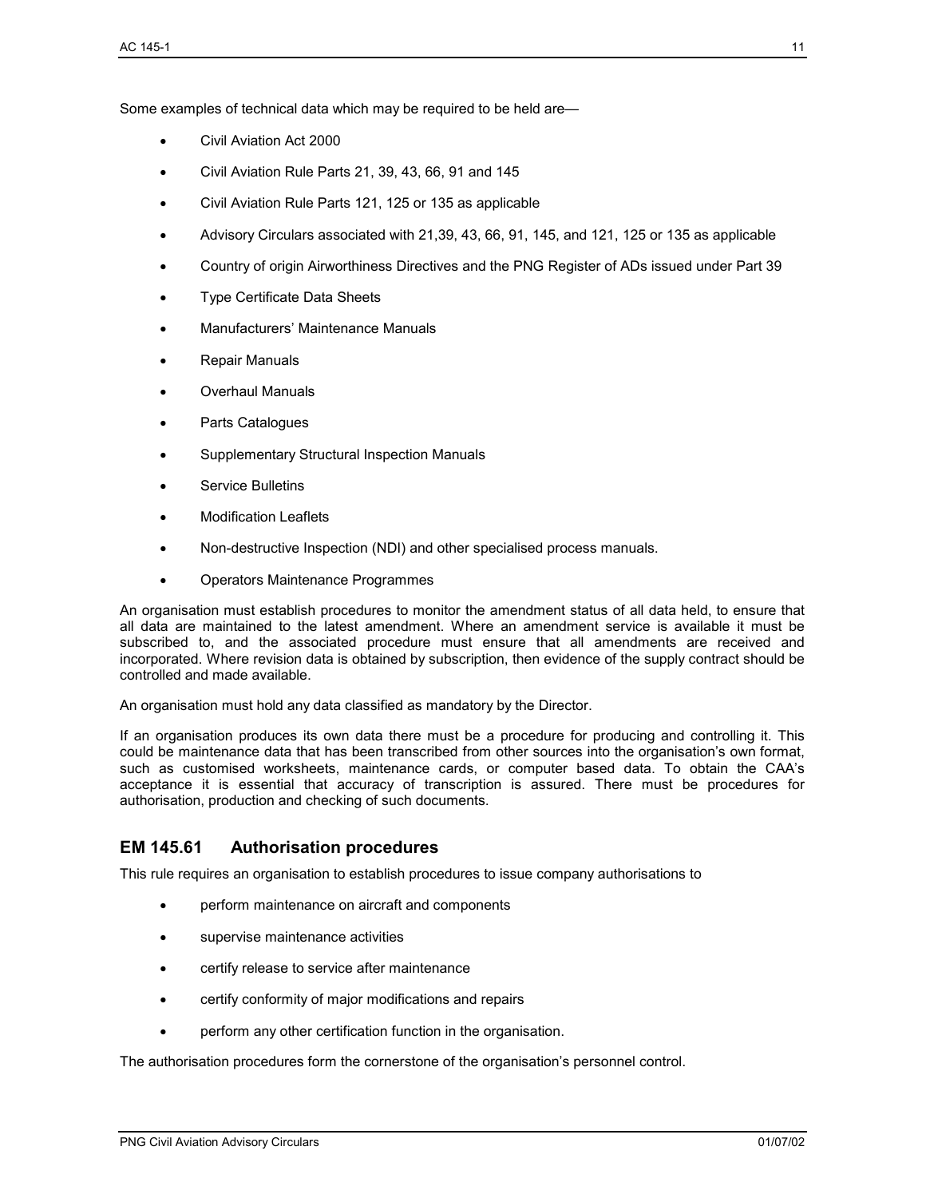Some examples of technical data which may be required to be held are—

- Civil Aviation Act 2000
- Civil Aviation Rule Parts 21, 39, 43, 66, 91 and 145
- Civil Aviation Rule Parts 121, 125 or 135 as applicable
- Advisory Circulars associated with 21,39, 43, 66, 91, 145, and 121, 125 or 135 as applicable
- Country of origin Airworthiness Directives and the PNG Register of ADs issued under Part 39
- Type Certificate Data Sheets
- Manufacturers' Maintenance Manuals
- Repair Manuals
- Overhaul Manuals
- Parts Catalogues
- Supplementary Structural Inspection Manuals
- Service Bulletins
- Modification Leaflets
- Non-destructive Inspection (NDI) and other specialised process manuals.
- Operators Maintenance Programmes

An organisation must establish procedures to monitor the amendment status of all data held, to ensure that all data are maintained to the latest amendment. Where an amendment service is available it must be subscribed to, and the associated procedure must ensure that all amendments are received and incorporated. Where revision data is obtained by subscription, then evidence of the supply contract should be controlled and made available.

An organisation must hold any data classified as mandatory by the Director.

If an organisation produces its own data there must be a procedure for producing and controlling it. This could be maintenance data that has been transcribed from other sources into the organisation's own format, such as customised worksheets, maintenance cards, or computer based data. To obtain the CAA's acceptance it is essential that accuracy of transcription is assured. There must be procedures for authorisation, production and checking of such documents.

## EM 145.61 Authorisation procedures

This rule requires an organisation to establish procedures to issue company authorisations to

- perform maintenance on aircraft and components
- supervise maintenance activities
- certify release to service after maintenance
- certify conformity of major modifications and repairs
- perform any other certification function in the organisation.

The authorisation procedures form the cornerstone of the organisation's personnel control.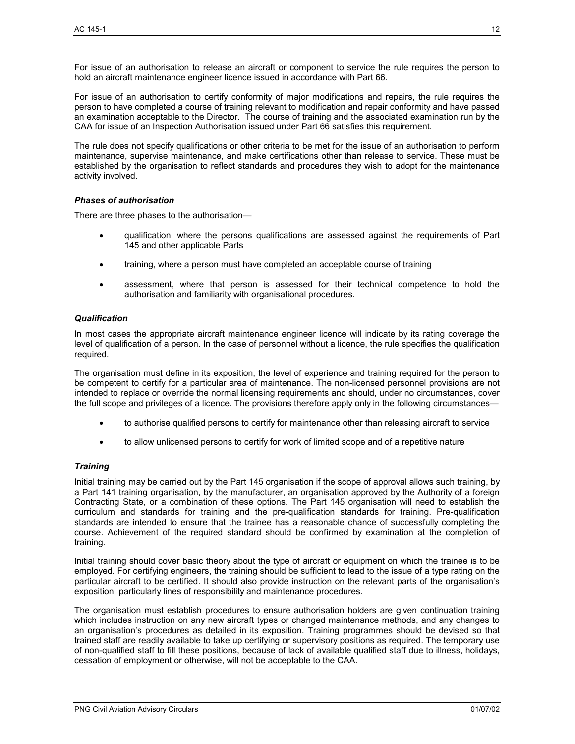For issue of an authorisation to release an aircraft or component to service the rule requires the person to hold an aircraft maintenance engineer licence issued in accordance with Part 66.

For issue of an authorisation to certify conformity of major modifications and repairs, the rule requires the person to have completed a course of training relevant to modification and repair conformity and have passed an examination acceptable to the Director. The course of training and the associated examination run by the CAA for issue of an Inspection Authorisation issued under Part 66 satisfies this requirement.

The rule does not specify qualifications or other criteria to be met for the issue of an authorisation to perform maintenance, supervise maintenance, and make certifications other than release to service. These must be established by the organisation to reflect standards and procedures they wish to adopt for the maintenance activity involved.

### *Phases of authorisation*

There are three phases to the authorisation—

- qualification, where the persons qualifications are assessed against the requirements of Part 145 and other applicable Parts
- training, where a person must have completed an acceptable course of training
- assessment, where that person is assessed for their technical competence to hold the authorisation and familiarity with organisational procedures.

### *Qualification*

In most cases the appropriate aircraft maintenance engineer licence will indicate by its rating coverage the level of qualification of a person. In the case of personnel without a licence, the rule specifies the qualification required.

The organisation must define in its exposition, the level of experience and training required for the person to be competent to certify for a particular area of maintenance. The non-licensed personnel provisions are not intended to replace or override the normal licensing requirements and should, under no circumstances, cover the full scope and privileges of a licence. The provisions therefore apply only in the following circumstances—

- to authorise qualified persons to certify for maintenance other than releasing aircraft to service
- to allow unlicensed persons to certify for work of limited scope and of a repetitive nature

### *Training*

Initial training may be carried out by the Part 145 organisation if the scope of approval allows such training, by a Part 141 training organisation, by the manufacturer, an organisation approved by the Authority of a foreign Contracting State, or a combination of these options. The Part 145 organisation will need to establish the curriculum and standards for training and the pre-qualification standards for training. Pre-qualification standards are intended to ensure that the trainee has a reasonable chance of successfully completing the course. Achievement of the required standard should be confirmed by examination at the completion of training.

Initial training should cover basic theory about the type of aircraft or equipment on which the trainee is to be employed. For certifying engineers, the training should be sufficient to lead to the issue of a type rating on the particular aircraft to be certified. It should also provide instruction on the relevant parts of the organisation's exposition, particularly lines of responsibility and maintenance procedures.

The organisation must establish procedures to ensure authorisation holders are given continuation training which includes instruction on any new aircraft types or changed maintenance methods, and any changes to an organisation's procedures as detailed in its exposition. Training programmes should be devised so that trained staff are readily available to take up certifying or supervisory positions as required. The temporary use of non-qualified staff to fill these positions, because of lack of available qualified staff due to illness, holidays, cessation of employment or otherwise, will not be acceptable to the CAA.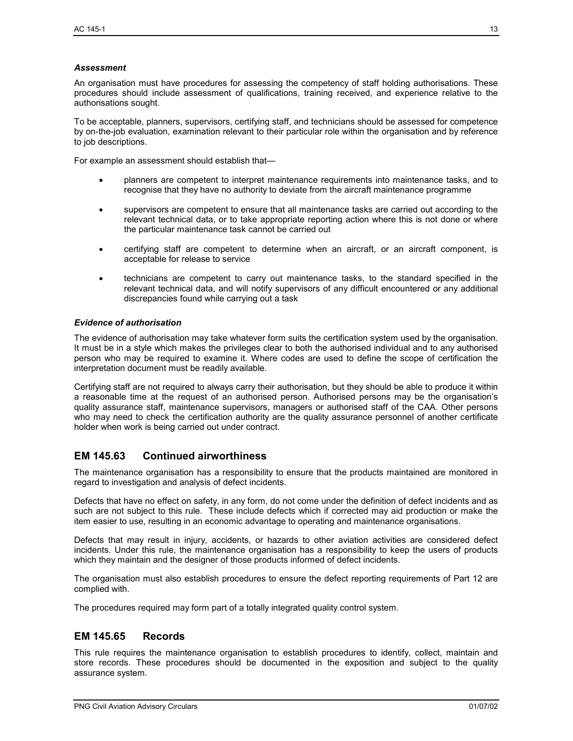### *Assessment*

An organisation must have procedures for assessing the competency of staff holding authorisations. These procedures should include assessment of qualifications, training received, and experience relative to the authorisations sought.

To be acceptable, planners, supervisors, certifying staff, and technicians should be assessed for competence by on-the-job evaluation, examination relevant to their particular role within the organisation and by reference to job descriptions.

For example an assessment should establish that—

- planners are competent to interpret maintenance requirements into maintenance tasks, and to recognise that they have no authority to deviate from the aircraft maintenance programme
- supervisors are competent to ensure that all maintenance tasks are carried out according to the relevant technical data, or to take appropriate reporting action where this is not done or where the particular maintenance task cannot be carried out
- certifying staff are competent to determine when an aircraft, or an aircraft component, is acceptable for release to service
- technicians are competent to carry out maintenance tasks, to the standard specified in the relevant technical data, and will notify supervisors of any difficult encountered or any additional discrepancies found while carrying out a task

### *Evidence of authorisation*

The evidence of authorisation may take whatever form suits the certification system used by the organisation. It must be in a style which makes the privileges clear to both the authorised individual and to any authorised person who may be required to examine it. Where codes are used to define the scope of certification the interpretation document must be readily available.

Certifying staff are not required to always carry their authorisation, but they should be able to produce it within a reasonable time at the request of an authorised person. Authorised persons may be the organisation's quality assurance staff, maintenance supervisors, managers or authorised staff of the CAA. Other persons who may need to check the certification authority are the quality assurance personnel of another certificate holder when work is being carried out under contract.

## EM 145.63 Continued airworthiness

The maintenance organisation has a responsibility to ensure that the products maintained are monitored in regard to investigation and analysis of defect incidents.

Defects that have no effect on safety, in any form, do not come under the definition of defect incidents and as such are not subject to this rule. These include defects which if corrected may aid production or make the item easier to use, resulting in an economic advantage to operating and maintenance organisations.

Defects that may result in injury, accidents, or hazards to other aviation activities are considered defect incidents. Under this rule, the maintenance organisation has a responsibility to keep the users of products which they maintain and the designer of those products informed of defect incidents.

The organisation must also establish procedures to ensure the defect reporting requirements of Part 12 are complied with.

The procedures required may form part of a totally integrated quality control system.

## EM 145.65 Records

This rule requires the maintenance organisation to establish procedures to identify, collect, maintain and store records. These procedures should be documented in the exposition and subject to the quality assurance system.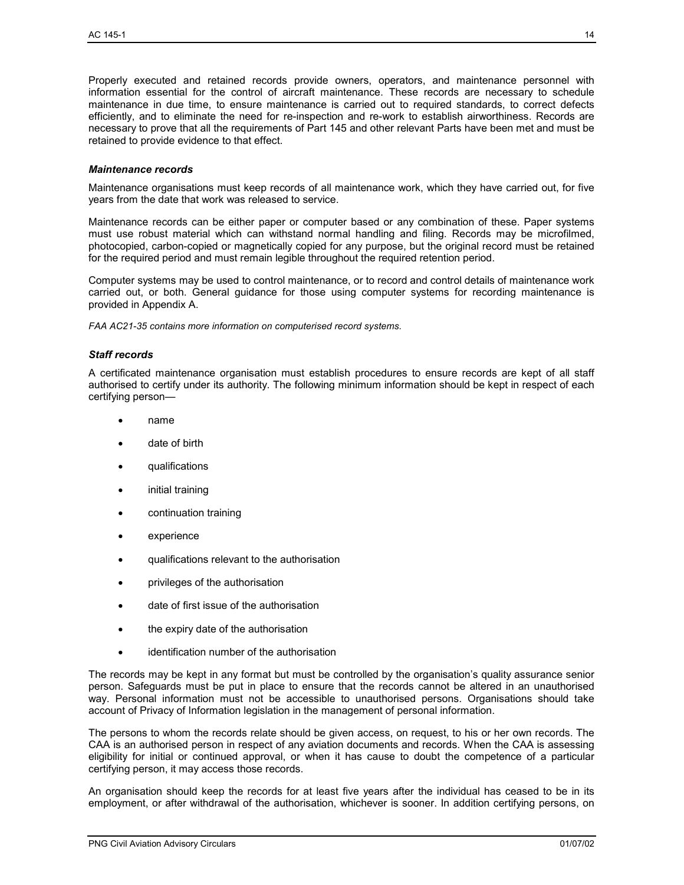Properly executed and retained records provide owners, operators, and maintenance personnel with information essential for the control of aircraft maintenance. These records are necessary to schedule maintenance in due time, to ensure maintenance is carried out to required standards, to correct defects efficiently, and to eliminate the need for re-inspection and re-work to establish airworthiness. Records are necessary to prove that all the requirements of Part 145 and other relevant Parts have been met and must be retained to provide evidence to that effect.

### *Maintenance records*

Maintenance organisations must keep records of all maintenance work, which they have carried out, for five years from the date that work was released to service.

Maintenance records can be either paper or computer based or any combination of these. Paper systems must use robust material which can withstand normal handling and filing. Records may be microfilmed, photocopied, carbon-copied or magnetically copied for any purpose, but the original record must be retained for the required period and must remain legible throughout the required retention period.

Computer systems may be used to control maintenance, or to record and control details of maintenance work carried out, or both. General guidance for those using computer systems for recording maintenance is provided in Appendix A.

*FAA AC21-35 contains more information on computerised record systems.*

### *Staff records*

A certificated maintenance organisation must establish procedures to ensure records are kept of all staff authorised to certify under its authority. The following minimum information should be kept in respect of each certifying person—

- name
- date of birth
- qualifications
- initial training
- continuation training
- experience
- qualifications relevant to the authorisation
- privileges of the authorisation
- date of first issue of the authorisation
- the expiry date of the authorisation
- identification number of the authorisation

The records may be kept in any format but must be controlled by the organisation's quality assurance senior person. Safeguards must be put in place to ensure that the records cannot be altered in an unauthorised way. Personal information must not be accessible to unauthorised persons. Organisations should take account of Privacy of Information legislation in the management of personal information.

The persons to whom the records relate should be given access, on request, to his or her own records. The CAA is an authorised person in respect of any aviation documents and records. When the CAA is assessing eligibility for initial or continued approval, or when it has cause to doubt the competence of a particular certifying person, it may access those records.

An organisation should keep the records for at least five years after the individual has ceased to be in its employment, or after withdrawal of the authorisation, whichever is sooner. In addition certifying persons, on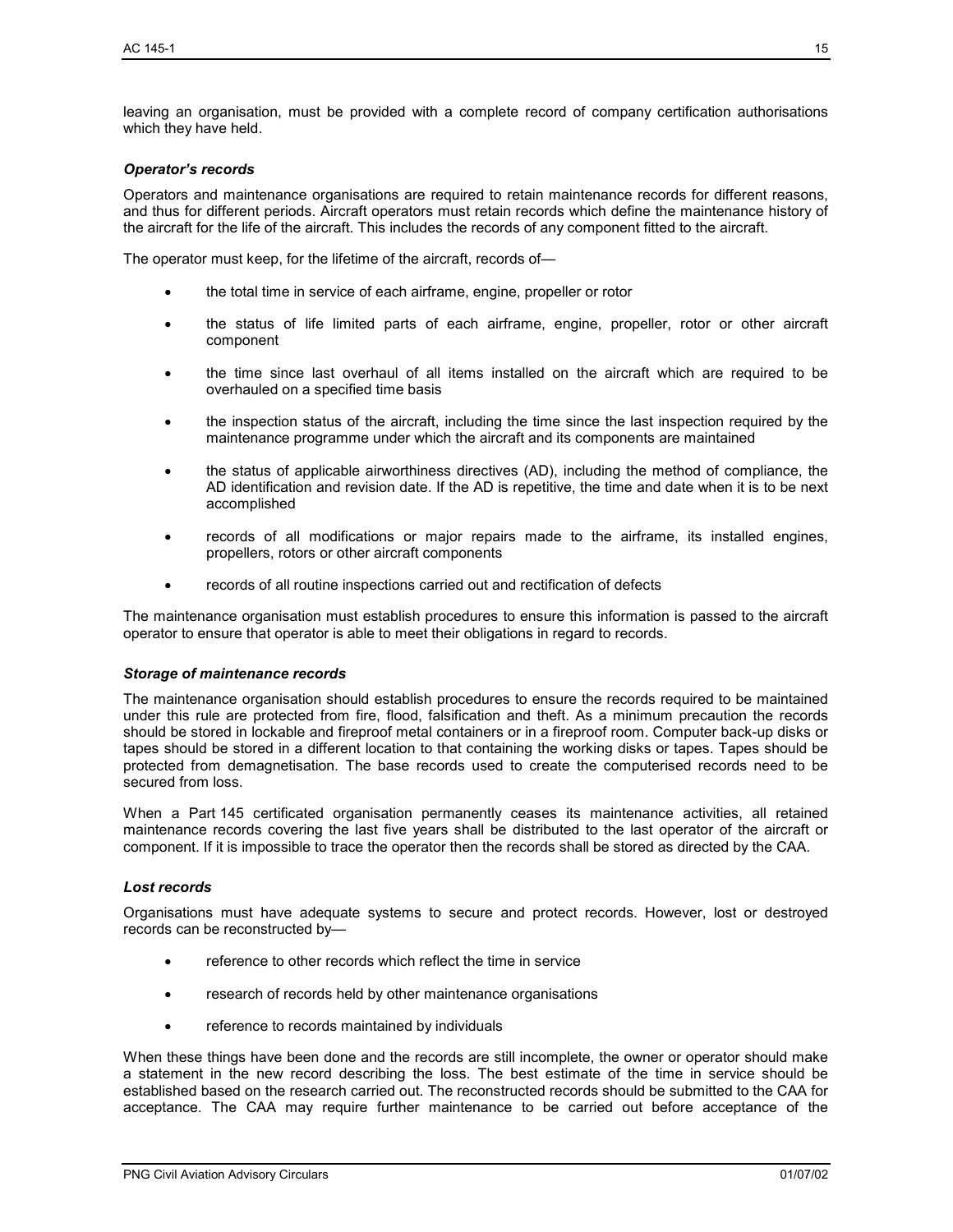leaving an organisation, must be provided with a complete record of company certification authorisations which they have held.

#### *Operator's records*

Operators and maintenance organisations are required to retain maintenance records for different reasons, and thus for different periods. Aircraft operators must retain records which define the maintenance history of the aircraft for the life of the aircraft. This includes the records of any component fitted to the aircraft.

The operator must keep, for the lifetime of the aircraft, records of—

- the total time in service of each airframe, engine, propeller or rotor
- the status of life limited parts of each airframe, engine, propeller, rotor or other aircraft component
- the time since last overhaul of all items installed on the aircraft which are required to be overhauled on a specified time basis
- the inspection status of the aircraft, including the time since the last inspection required by the maintenance programme under which the aircraft and its components are maintained
- the status of applicable airworthiness directives (AD), including the method of compliance, the AD identification and revision date. If the AD is repetitive, the time and date when it is to be next accomplished
- records of all modifications or major repairs made to the airframe, its installed engines, propellers, rotors or other aircraft components
- records of all routine inspections carried out and rectification of defects

The maintenance organisation must establish procedures to ensure this information is passed to the aircraft operator to ensure that operator is able to meet their obligations in regard to records.

#### *Storage of maintenance records*

The maintenance organisation should establish procedures to ensure the records required to be maintained under this rule are protected from fire, flood, falsification and theft. As a minimum precaution the records should be stored in lockable and fireproof metal containers or in a fireproof room. Computer back-up disks or tapes should be stored in a different location to that containing the working disks or tapes. Tapes should be protected from demagnetisation. The base records used to create the computerised records need to be secured from loss.

When a Part 145 certificated organisation permanently ceases its maintenance activities, all retained maintenance records covering the last five years shall be distributed to the last operator of the aircraft or component. If it is impossible to trace the operator then the records shall be stored as directed by the CAA.

#### *Lost records*

Organisations must have adequate systems to secure and protect records. However, lost or destroyed records can be reconstructed by—

- reference to other records which reflect the time in service
- research of records held by other maintenance organisations
- reference to records maintained by individuals

When these things have been done and the records are still incomplete, the owner or operator should make a statement in the new record describing the loss. The best estimate of the time in service should be established based on the research carried out. The reconstructed records should be submitted to the CAA for acceptance. The CAA may require further maintenance to be carried out before acceptance of the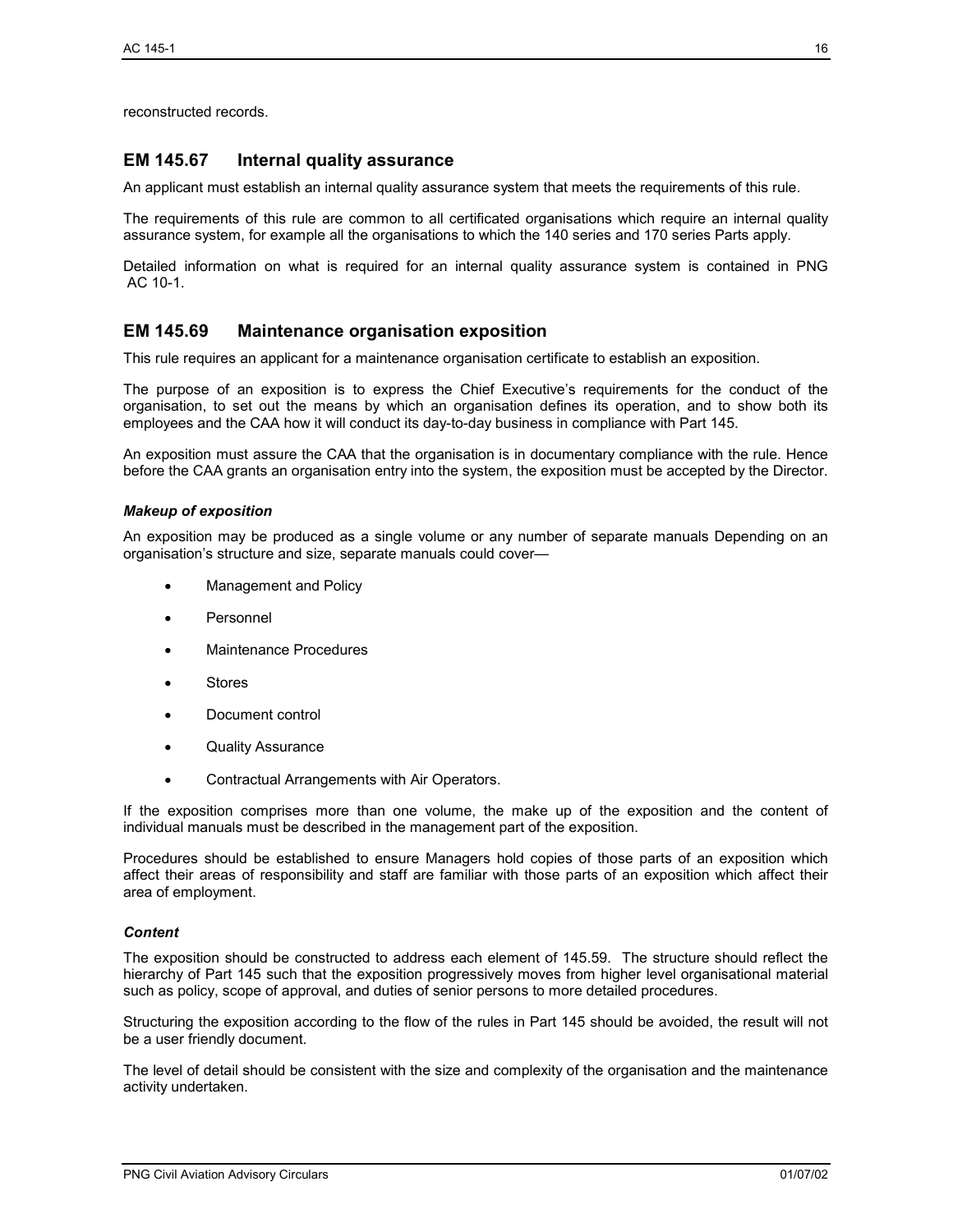reconstructed records.

## EM 145.67 Internal quality assurance

An applicant must establish an internal quality assurance system that meets the requirements of this rule.

The requirements of this rule are common to all certificated organisations which require an internal quality assurance system, for example all the organisations to which the 140 series and 170 series Parts apply.

Detailed information on what is required for an internal quality assurance system is contained in PNG AC 10-1.

## EM 145.69 Maintenance organisation exposition

This rule requires an applicant for a maintenance organisation certificate to establish an exposition.

The purpose of an exposition is to express the Chief Executive's requirements for the conduct of the organisation, to set out the means by which an organisation defines its operation, and to show both its employees and the CAA how it will conduct its day-to-day business in compliance with Part 145.

An exposition must assure the CAA that the organisation is in documentary compliance with the rule. Hence before the CAA grants an organisation entry into the system, the exposition must be accepted by the Director.

### *Makeup of exposition*

An exposition may be produced as a single volume or any number of separate manuals Depending on an organisation's structure and size, separate manuals could cover—

- Management and Policy
- Personnel
- Maintenance Procedures
- Stores
- Document control
- Quality Assurance
- Contractual Arrangements with Air Operators.

If the exposition comprises more than one volume, the make up of the exposition and the content of individual manuals must be described in the management part of the exposition.

Procedures should be established to ensure Managers hold copies of those parts of an exposition which affect their areas of responsibility and staff are familiar with those parts of an exposition which affect their area of employment.

### *Content*

The exposition should be constructed to address each element of 145.59. The structure should reflect the hierarchy of Part 145 such that the exposition progressively moves from higher level organisational material such as policy, scope of approval, and duties of senior persons to more detailed procedures.

Structuring the exposition according to the flow of the rules in Part 145 should be avoided, the result will not be a user friendly document.

The level of detail should be consistent with the size and complexity of the organisation and the maintenance activity undertaken.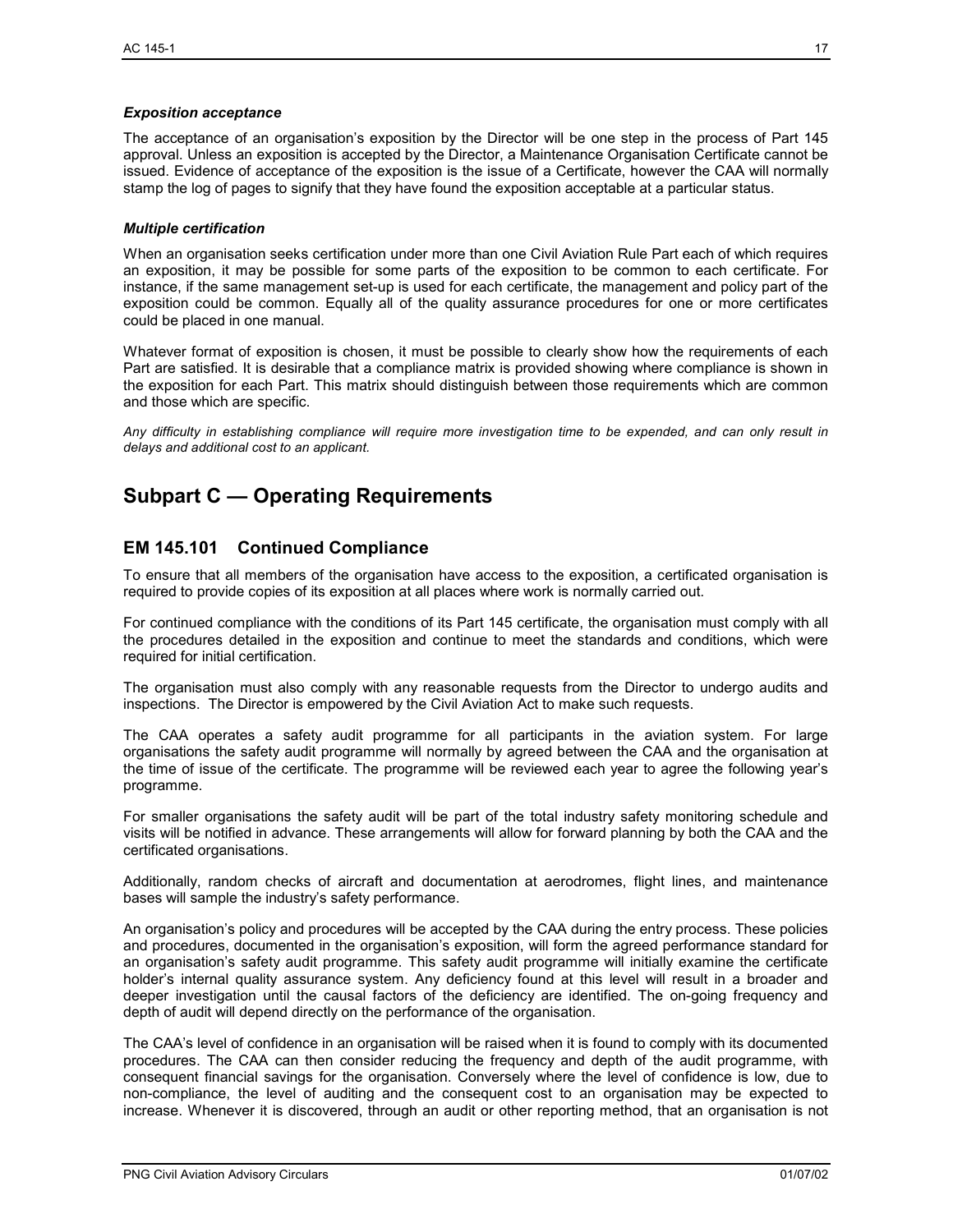### *Exposition acceptance*

The acceptance of an organisation's exposition by the Director will be one step in the process of Part 145 approval. Unless an exposition is accepted by the Director, a Maintenance Organisation Certificate cannot be issued. Evidence of acceptance of the exposition is the issue of a Certificate, however the CAA will normally stamp the log of pages to signify that they have found the exposition acceptable at a particular status.

### *Multiple certification*

When an organisation seeks certification under more than one Civil Aviation Rule Part each of which requires an exposition, it may be possible for some parts of the exposition to be common to each certificate. For instance, if the same management set-up is used for each certificate, the management and policy part of the exposition could be common. Equally all of the quality assurance procedures for one or more certificates could be placed in one manual.

Whatever format of exposition is chosen, it must be possible to clearly show how the requirements of each Part are satisfied. It is desirable that a compliance matrix is provided showing where compliance is shown in the exposition for each Part. This matrix should distinguish between those requirements which are common and those which are specific.

*Any difficulty in establishing compliance will require more investigation time to be expended, and can only result in delays and additional cost to an applicant.*

# Subpart C — Operating Requirements

## EM 145.101 Continued Compliance

To ensure that all members of the organisation have access to the exposition, a certificated organisation is required to provide copies of its exposition at all places where work is normally carried out.

For continued compliance with the conditions of its Part 145 certificate, the organisation must comply with all the procedures detailed in the exposition and continue to meet the standards and conditions, which were required for initial certification.

The organisation must also comply with any reasonable requests from the Director to undergo audits and inspections. The Director is empowered by the Civil Aviation Act to make such requests.

The CAA operates a safety audit programme for all participants in the aviation system. For large organisations the safety audit programme will normally by agreed between the CAA and the organisation at the time of issue of the certificate. The programme will be reviewed each year to agree the following year's programme.

For smaller organisations the safety audit will be part of the total industry safety monitoring schedule and visits will be notified in advance. These arrangements will allow for forward planning by both the CAA and the certificated organisations.

Additionally, random checks of aircraft and documentation at aerodromes, flight lines, and maintenance bases will sample the industry's safety performance.

An organisation's policy and procedures will be accepted by the CAA during the entry process. These policies and procedures, documented in the organisation's exposition, will form the agreed performance standard for an organisation's safety audit programme. This safety audit programme will initially examine the certificate holder's internal quality assurance system. Any deficiency found at this level will result in a broader and deeper investigation until the causal factors of the deficiency are identified. The on-going frequency and depth of audit will depend directly on the performance of the organisation.

The CAA's level of confidence in an organisation will be raised when it is found to comply with its documented procedures. The CAA can then consider reducing the frequency and depth of the audit programme, with consequent financial savings for the organisation. Conversely where the level of confidence is low, due to non-compliance, the level of auditing and the consequent cost to an organisation may be expected to increase. Whenever it is discovered, through an audit or other reporting method, that an organisation is not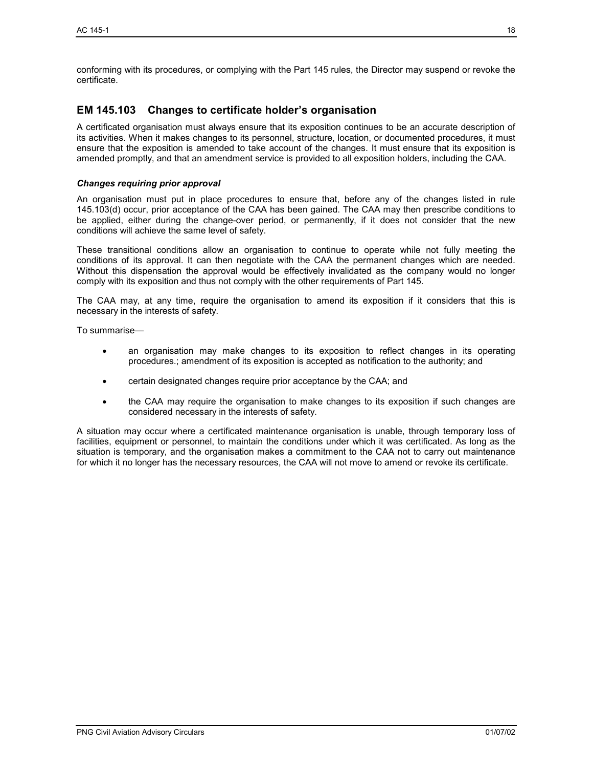conforming with its procedures, or complying with the Part 145 rules, the Director may suspend or revoke the certificate.

## EM 145.103 Changes to certificate holder's organisation

A certificated organisation must always ensure that its exposition continues to be an accurate description of its activities. When it makes changes to its personnel, structure, location, or documented procedures, it must ensure that the exposition is amended to take account of the changes. It must ensure that its exposition is amended promptly, and that an amendment service is provided to all exposition holders, including the CAA.

### *Changes requiring prior approval*

An organisation must put in place procedures to ensure that, before any of the changes listed in rule 145.103(d) occur, prior acceptance of the CAA has been gained. The CAA may then prescribe conditions to be applied, either during the change-over period, or permanently, if it does not consider that the new conditions will achieve the same level of safety.

These transitional conditions allow an organisation to continue to operate while not fully meeting the conditions of its approval. It can then negotiate with the CAA the permanent changes which are needed. Without this dispensation the approval would be effectively invalidated as the company would no longer comply with its exposition and thus not comply with the other requirements of Part 145.

The CAA may, at any time, require the organisation to amend its exposition if it considers that this is necessary in the interests of safety.

To summarise—

- an organisation may make changes to its exposition to reflect changes in its operating procedures.; amendment of its exposition is accepted as notification to the authority; and
- certain designated changes require prior acceptance by the CAA; and
- the CAA may require the organisation to make changes to its exposition if such changes are considered necessary in the interests of safety.

A situation may occur where a certificated maintenance organisation is unable, through temporary loss of facilities, equipment or personnel, to maintain the conditions under which it was certificated. As long as the situation is temporary, and the organisation makes a commitment to the CAA not to carry out maintenance for which it no longer has the necessary resources, the CAA will not move to amend or revoke its certificate.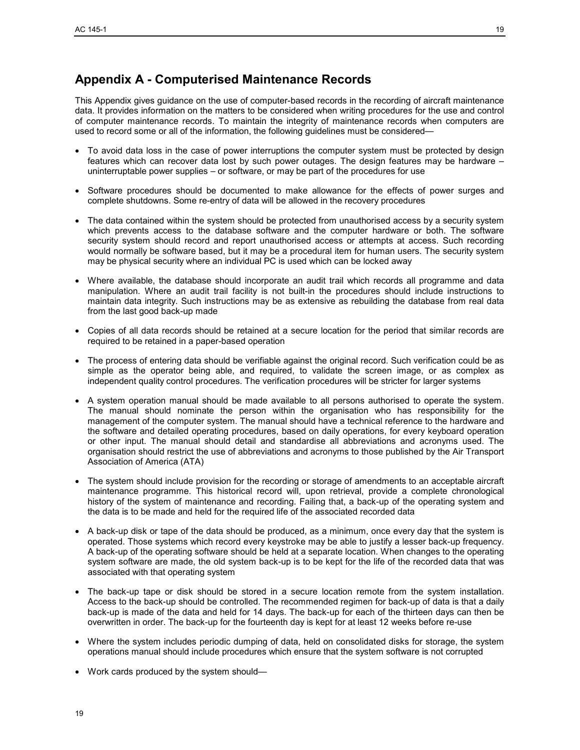## Appendix A - Computerised Maintenance Records

This Appendix gives guidance on the use of computer-based records in the recording of aircraft maintenance data. It provides information on the matters to be considered when writing procedures for the use and control of computer maintenance records. To maintain the integrity of maintenance records when computers are used to record some or all of the information, the following guidelines must be considered—

- To avoid data loss in the case of power interruptions the computer system must be protected by design features which can recover data lost by such power outages. The design features may be hardware – uninterruptable power supplies – or software, or may be part of the procedures for use
- Software procedures should be documented to make allowance for the effects of power surges and complete shutdowns. Some re-entry of data will be allowed in the recovery procedures
- The data contained within the system should be protected from unauthorised access by a security system which prevents access to the database software and the computer hardware or both. The software security system should record and report unauthorised access or attempts at access. Such recording would normally be software based, but it may be a procedural item for human users. The security system may be physical security where an individual PC is used which can be locked away
- Where available, the database should incorporate an audit trail which records all programme and data manipulation. Where an audit trail facility is not built-in the procedures should include instructions to maintain data integrity. Such instructions may be as extensive as rebuilding the database from real data from the last good back-up made
- Copies of all data records should be retained at a secure location for the period that similar records are required to be retained in a paper-based operation
- The process of entering data should be verifiable against the original record. Such verification could be as simple as the operator being able, and required, to validate the screen image, or as complex as independent quality control procedures. The verification procedures will be stricter for larger systems
- A system operation manual should be made available to all persons authorised to operate the system. The manual should nominate the person within the organisation who has responsibility for the management of the computer system. The manual should have a technical reference to the hardware and the software and detailed operating procedures, based on daily operations, for every keyboard operation or other input. The manual should detail and standardise all abbreviations and acronyms used. The organisation should restrict the use of abbreviations and acronyms to those published by the Air Transport Association of America (ATA)
- The system should include provision for the recording or storage of amendments to an acceptable aircraft maintenance programme. This historical record will, upon retrieval, provide a complete chronological history of the system of maintenance and recording. Failing that, a back-up of the operating system and the data is to be made and held for the required life of the associated recorded data
- A back-up disk or tape of the data should be produced, as a minimum, once every day that the system is operated. Those systems which record every keystroke may be able to justify a lesser back-up frequency. A back-up of the operating software should be held at a separate location. When changes to the operating system software are made, the old system back-up is to be kept for the life of the recorded data that was associated with that operating system
- The back-up tape or disk should be stored in a secure location remote from the system installation. Access to the back-up should be controlled. The recommended regimen for back-up of data is that a daily back-up is made of the data and held for 14 days. The back-up for each of the thirteen days can then be overwritten in order. The back-up for the fourteenth day is kept for at least 12 weeks before re-use
- Where the system includes periodic dumping of data, held on consolidated disks for storage, the system operations manual should include procedures which ensure that the system software is not corrupted
- Work cards produced by the system should—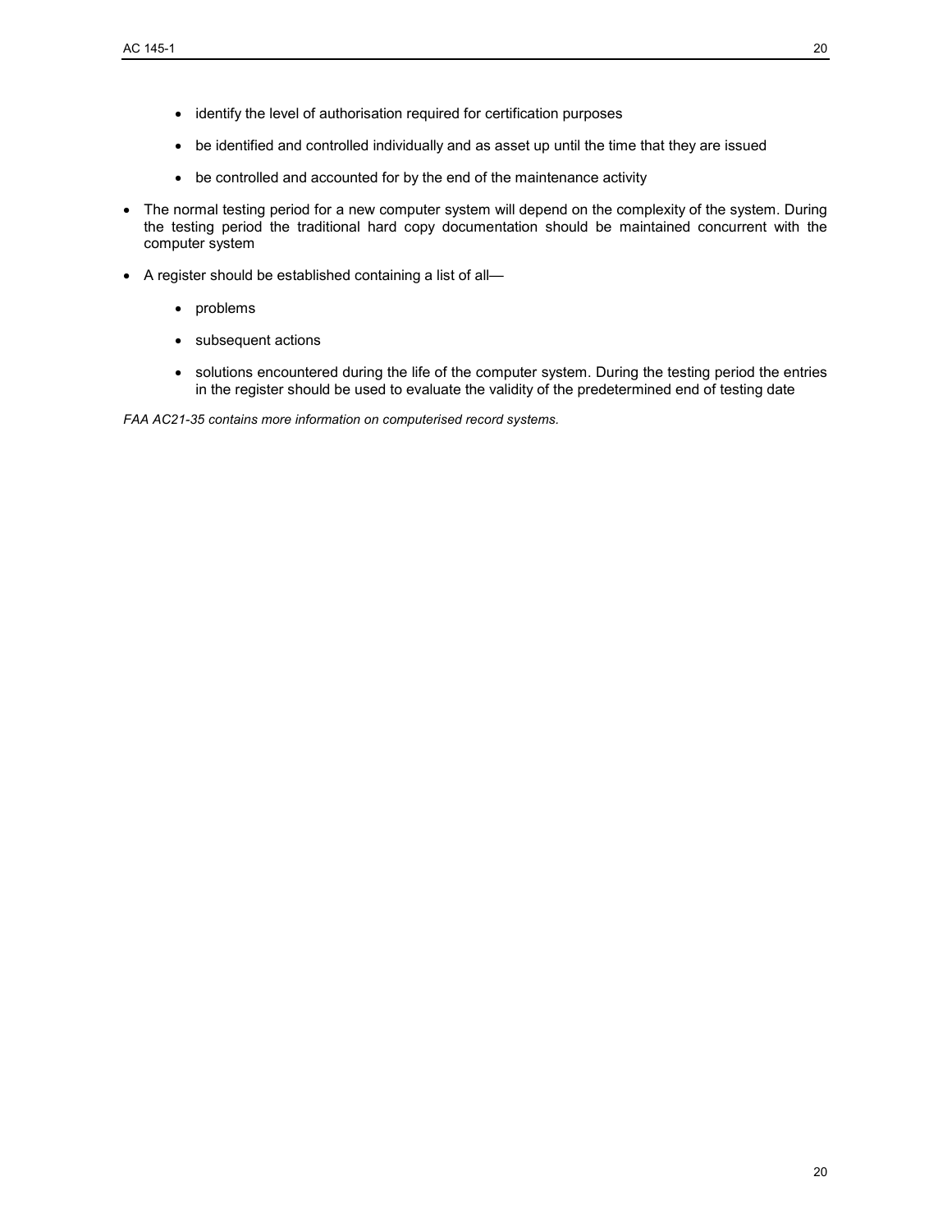- identify the level of authorisation required for certification purposes
    - be identified and controlled individually and as asset up until the time that they are issued
    - be controlled and accounted for by the end of the maintenance activity

- The normal testing period for a new computer system will depend on the complexity of the system. During the testing period the traditional hard copy documentation should be maintained concurrent with the computer system
- A register should be established containing a list of all—
    - problems
    - subsequent actions
    - solutions encountered during the life of the computer system. During the testing period the entries in the register should be used to evaluate the validity of the predetermined end of testing date

*FAA AC21-35 contains more information on computerised record systems.*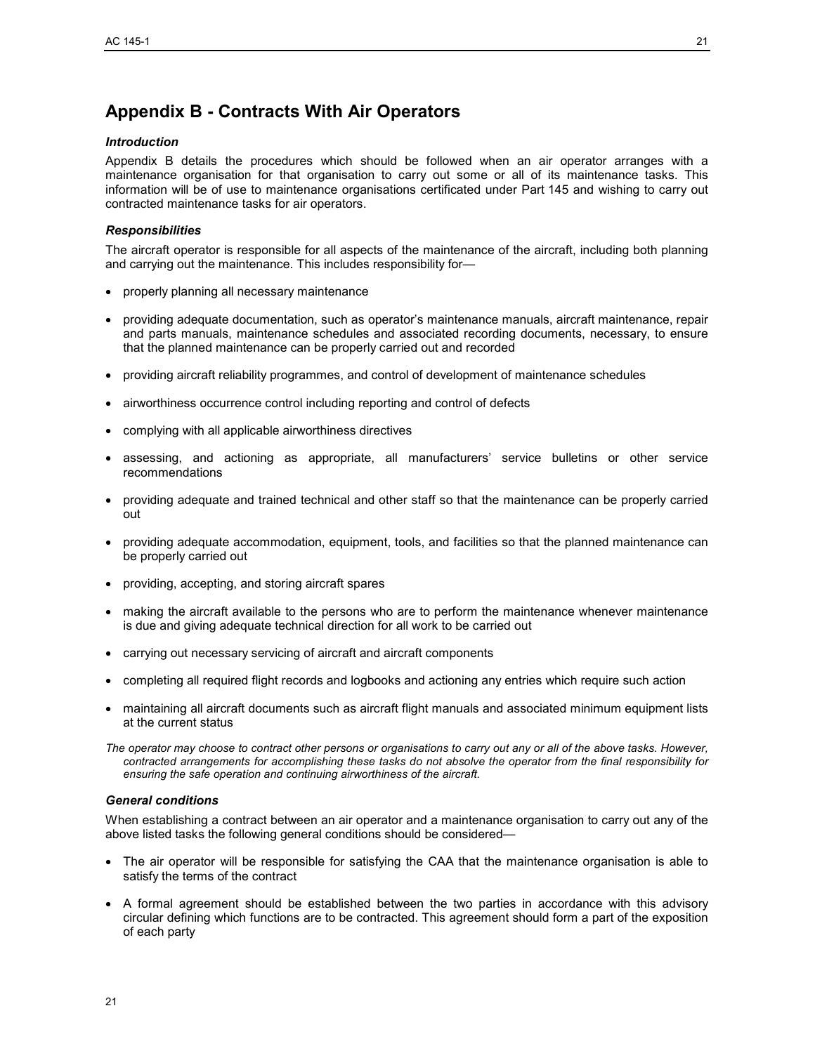## Appendix B - Contracts With Air Operators

### *Introduction*

Appendix B details the procedures which should be followed when an air operator arranges with a maintenance organisation for that organisation to carry out some or all of its maintenance tasks. This information will be of use to maintenance organisations certificated under Part 145 and wishing to carry out contracted maintenance tasks for air operators.

### *Responsibilities*

The aircraft operator is responsible for all aspects of the maintenance of the aircraft, including both planning and carrying out the maintenance. This includes responsibility for—

- properly planning all necessary maintenance
- providing adequate documentation, such as operator's maintenance manuals, aircraft maintenance, repair and parts manuals, maintenance schedules and associated recording documents, necessary, to ensure that the planned maintenance can be properly carried out and recorded
- providing aircraft reliability programmes, and control of development of maintenance schedules
- airworthiness occurrence control including reporting and control of defects
- complying with all applicable airworthiness directives
- assessing, and actioning as appropriate, all manufacturers' service bulletins or other service recommendations
- providing adequate and trained technical and other staff so that the maintenance can be properly carried out
- providing adequate accommodation, equipment, tools, and facilities so that the planned maintenance can be properly carried out
- providing, accepting, and storing aircraft spares
- making the aircraft available to the persons who are to perform the maintenance whenever maintenance is due and giving adequate technical direction for all work to be carried out
- carrying out necessary servicing of aircraft and aircraft components
- completing all required flight records and logbooks and actioning any entries which require such action
- maintaining all aircraft documents such as aircraft flight manuals and associated minimum equipment lists at the current status

*The operator may choose to contract other persons or organisations to carry out any or all of the above tasks. However, contracted arrangements for accomplishing these tasks do not absolve the operator from the final responsibility for ensuring the safe operation and continuing airworthiness of the aircraft.*

### *General conditions*

When establishing a contract between an air operator and a maintenance organisation to carry out any of the above listed tasks the following general conditions should be considered—

- The air operator will be responsible for satisfying the CAA that the maintenance organisation is able to satisfy the terms of the contract
- A formal agreement should be established between the two parties in accordance with this advisory circular defining which functions are to be contracted. This agreement should form a part of the exposition of each party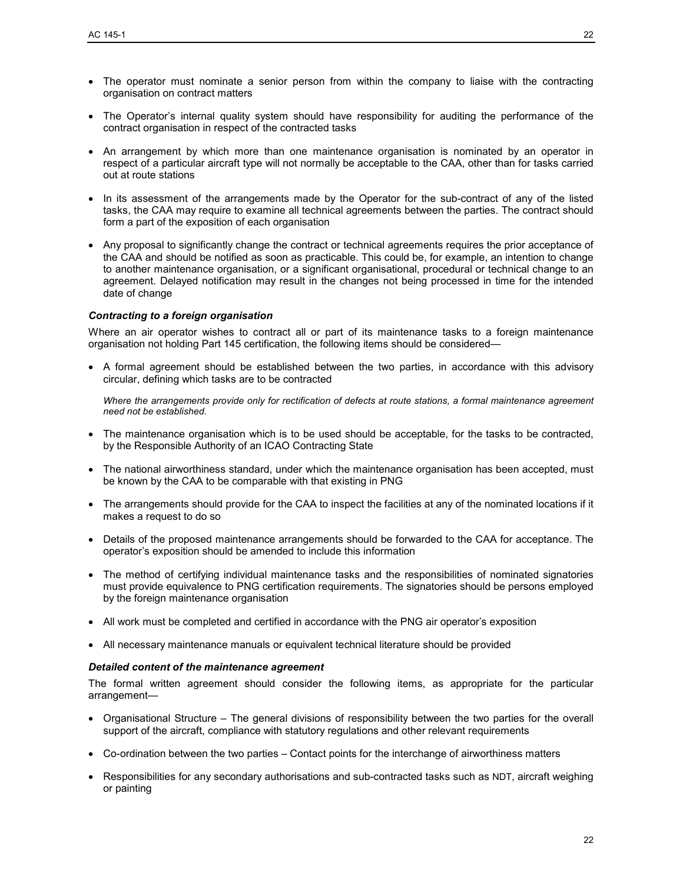- The operator must nominate a senior person from within the company to liaise with the contracting organisation on contract matters

- The Operator's internal quality system should have responsibility for auditing the performance of the contract organisation in respect of the contracted tasks

- An arrangement by which more than one maintenance organisation is nominated by an operator in respect of a particular aircraft type will not normally be acceptable to the CAA, other than for tasks carried out at route stations

- In its assessment of the arrangements made by the Operator for the sub-contract of any of the listed tasks, the CAA may require to examine all technical agreements between the parties. The contract should form a part of the exposition of each organisation

- Any proposal to significantly change the contract or technical agreements requires the prior acceptance of the CAA and should be notified as soon as practicable. This could be, for example, an intention to change to another maintenance organisation, or a significant organisational, procedural or technical change to an agreement. Delayed notification may result in the changes not being processed in time for the intended date of change

### *Contracting to a foreign organisation*

Where an air operator wishes to contract all or part of its maintenance tasks to a foreign maintenance organisation not holding Part 145 certification, the following items should be considered—

- A formal agreement should be established between the two parties, in accordance with this advisory circular, defining which tasks are to be contracted

  *Where the arrangements provide only for rectification of defects at route stations, a formal maintenance agreement need not be established.*

- The maintenance organisation which is to be used should be acceptable, for the tasks to be contracted, by the Responsible Authority of an ICAO Contracting State

- The national airworthiness standard, under which the maintenance organisation has been accepted, must be known by the CAA to be comparable with that existing in PNG

- The arrangements should provide for the CAA to inspect the facilities at any of the nominated locations if it makes a request to do so

- Details of the proposed maintenance arrangements should be forwarded to the CAA for acceptance. The operator's exposition should be amended to include this information

- The method of certifying individual maintenance tasks and the responsibilities of nominated signatories must provide equivalence to PNG certification requirements. The signatories should be persons employed by the foreign maintenance organisation

- All work must be completed and certified in accordance with the PNG air operator's exposition

- All necessary maintenance manuals or equivalent technical literature should be provided

### *Detailed content of the maintenance agreement*

The formal written agreement should consider the following items, as appropriate for the particular arrangement—

- Organisational Structure – The general divisions of responsibility between the two parties for the overall support of the aircraft, compliance with statutory regulations and other relevant requirements

- Co-ordination between the two parties – Contact points for the interchange of airworthiness matters

- Responsibilities for any secondary authorisations and sub-contracted tasks such as NDT, aircraft weighing or painting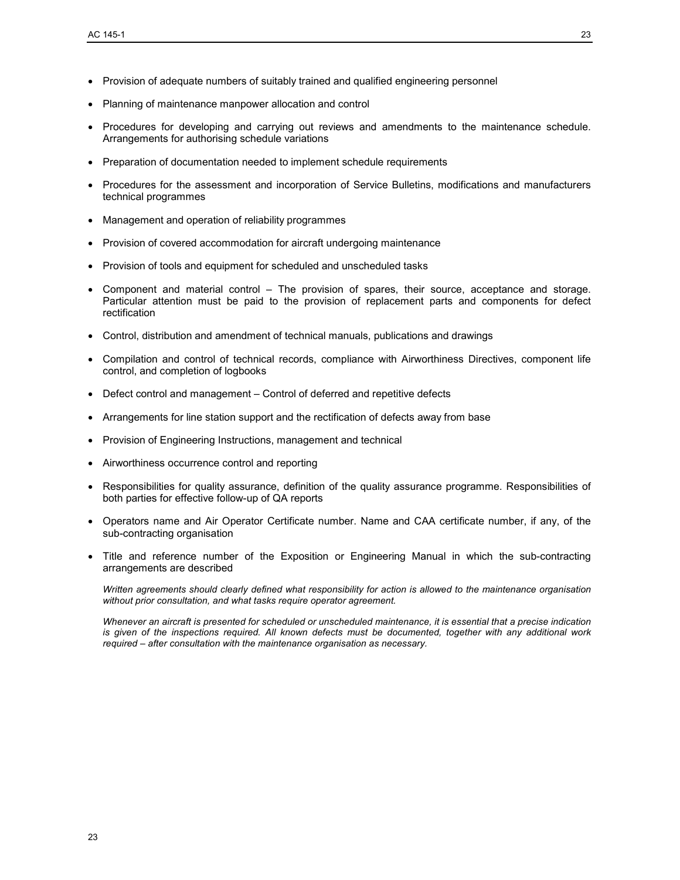- Provision of adequate numbers of suitably trained and qualified engineering personnel
- Planning of maintenance manpower allocation and control
- Procedures for developing and carrying out reviews and amendments to the maintenance schedule. Arrangements for authorising schedule variations
- Preparation of documentation needed to implement schedule requirements
- Procedures for the assessment and incorporation of Service Bulletins, modifications and manufacturers technical programmes
- Management and operation of reliability programmes
- Provision of covered accommodation for aircraft undergoing maintenance
- Provision of tools and equipment for scheduled and unscheduled tasks
- Component and material control – The provision of spares, their source, acceptance and storage. Particular attention must be paid to the provision of replacement parts and components for defect rectification
- Control, distribution and amendment of technical manuals, publications and drawings
- Compilation and control of technical records, compliance with Airworthiness Directives, component life control, and completion of logbooks
- Defect control and management – Control of deferred and repetitive defects
- Arrangements for line station support and the rectification of defects away from base
- Provision of Engineering Instructions, management and technical
- Airworthiness occurrence control and reporting
- Responsibilities for quality assurance, definition of the quality assurance programme. Responsibilities of both parties for effective follow-up of QA reports
- Operators name and Air Operator Certificate number. Name and CAA certificate number, if any, of the sub-contracting organisation
- Title and reference number of the Exposition or Engineering Manual in which the sub-contracting arrangements are described

*Written agreements should clearly defined what responsibility for action is allowed to the maintenance organisation without prior consultation, and what tasks require operator agreement.*

*Whenever an aircraft is presented for scheduled or unscheduled maintenance, it is essential that a precise indication is given of the inspections required. All known defects must be documented, together with any additional work required – after consultation with the maintenance organisation as necessary.*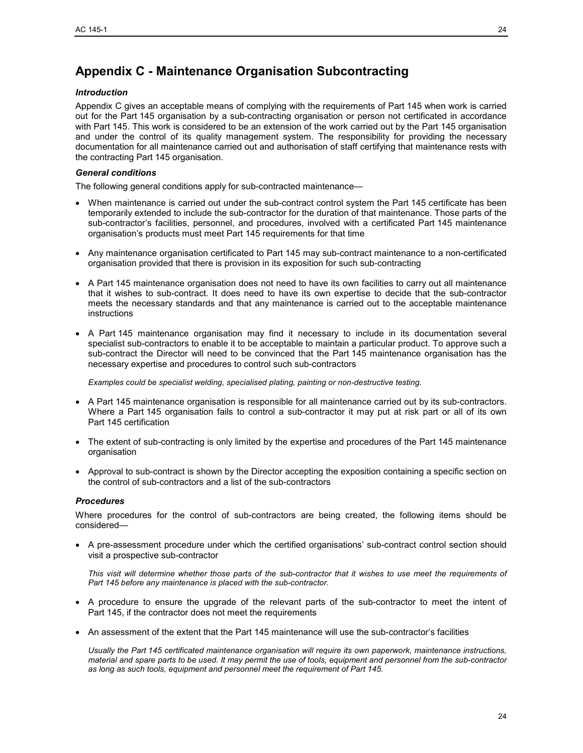# Appendix C - Maintenance Organisation Subcontracting

### *Introduction*

Appendix C gives an acceptable means of complying with the requirements of Part 145 when work is carried out for the Part 145 organisation by a sub-contracting organisation or person not certificated in accordance with Part 145. This work is considered to be an extension of the work carried out by the Part 145 organisation and under the control of its quality management system. The responsibility for providing the necessary documentation for all maintenance carried out and authorisation of staff certifying that maintenance rests with the contracting Part 145 organisation.

### *General conditions*

The following general conditions apply for sub-contracted maintenance—

- When maintenance is carried out under the sub-contract control system the Part 145 certificate has been temporarily extended to include the sub-contractor for the duration of that maintenance. Those parts of the sub-contractor's facilities, personnel, and procedures, involved with a certificated Part 145 maintenance organisation's products must meet Part 145 requirements for that time

- Any maintenance organisation certificated to Part 145 may sub-contract maintenance to a non-certificated organisation provided that there is provision in its exposition for such sub-contracting

- A Part 145 maintenance organisation does not need to have its own facilities to carry out all maintenance that it wishes to sub-contract. It does need to have its own expertise to decide that the sub-contractor meets the necessary standards and that any maintenance is carried out to the acceptable maintenance instructions

- A Part 145 maintenance organisation may find it necessary to include in its documentation several specialist sub-contractors to enable it to be acceptable to maintain a particular product. To approve such a sub-contract the Director will need to be convinced that the Part 145 maintenance organisation has the necessary expertise and procedures to control such sub-contractors

  *Examples could be specialist welding, specialised plating, painting or non-destructive testing.*

- A Part 145 maintenance organisation is responsible for all maintenance carried out by its sub-contractors. Where a Part 145 organisation fails to control a sub-contractor it may put at risk part or all of its own Part 145 certification

- The extent of sub-contracting is only limited by the expertise and procedures of the Part 145 maintenance organisation

- Approval to sub-contract is shown by the Director accepting the exposition containing a specific section on the control of sub-contractors and a list of the sub-contractors

### *Procedures*

Where procedures for the control of sub-contractors are being created, the following items should be considered—

- A pre-assessment procedure under which the certified organisations' sub-contract control section should visit a prospective sub-contractor

  *This visit will determine whether those parts of the sub-contractor that it wishes to use meet the requirements of Part 145 before any maintenance is placed with the sub-contractor.*

- A procedure to ensure the upgrade of the relevant parts of the sub-contractor to meet the intent of Part 145, if the contractor does not meet the requirements

- An assessment of the extent that the Part 145 maintenance will use the sub-contractor's facilities

  *Usually the Part 145 certificated maintenance organisation will require its own paperwork, maintenance instructions, material and spare parts to be used. It may permit the use of tools, equipment and personnel from the sub-contractor as long as such tools, equipment and personnel meet the requirement of Part 145.*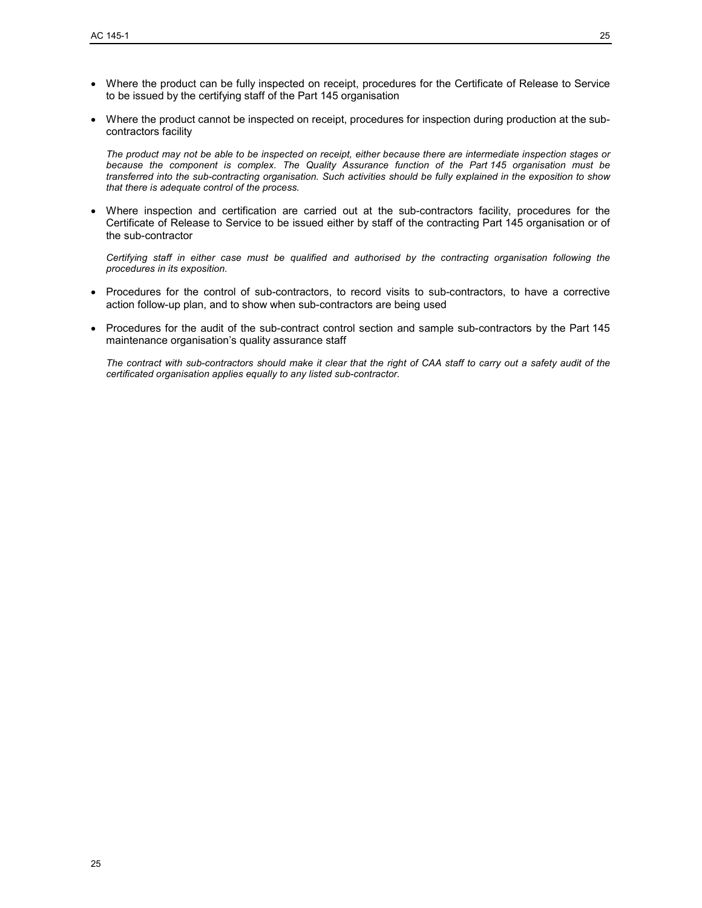- Where the product can be fully inspected on receipt, procedures for the Certificate of Release to Service to be issued by the certifying staff of the Part 145 organisation

- Where the product cannot be inspected on receipt, procedures for inspection during production at the sub-contractors facility

  *The product may not be able to be inspected on receipt, either because there are intermediate inspection stages or because the component is complex. The Quality Assurance function of the Part 145 organisation must be transferred into the sub-contracting organisation. Such activities should be fully explained in the exposition to show that there is adequate control of the process.*

- Where inspection and certification are carried out at the sub-contractors facility, procedures for the Certificate of Release to Service to be issued either by staff of the contracting Part 145 organisation or of the sub-contractor

  *Certifying staff in either case must be qualified and authorised by the contracting organisation following the procedures in its exposition.*

- Procedures for the control of sub-contractors, to record visits to sub-contractors, to have a corrective action follow-up plan, and to show when sub-contractors are being used

- Procedures for the audit of the sub-contract control section and sample sub-contractors by the Part 145 maintenance organisation's quality assurance staff

  *The contract with sub-contractors should make it clear that the right of CAA staff to carry out a safety audit of the certificated organisation applies equally to any listed sub-contractor.*